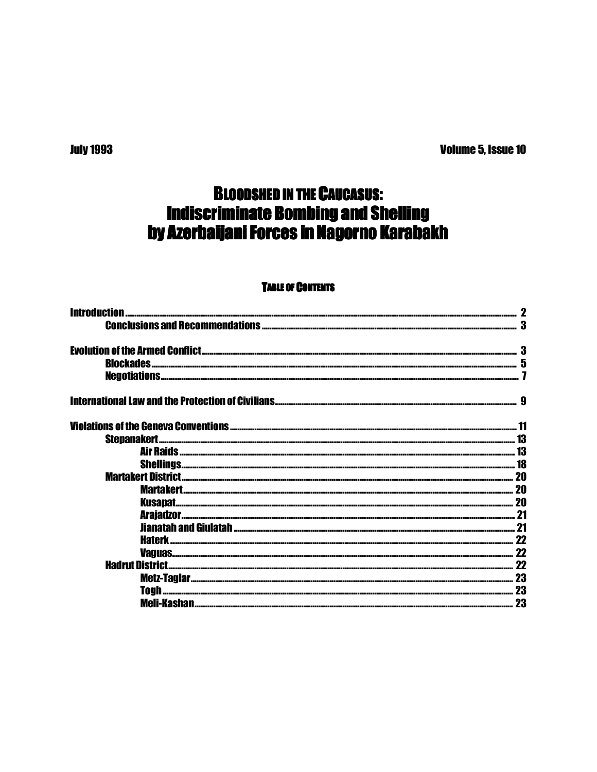July 1993 Volume 5, Issue 10

# BLOODSHED IN THE CAUCASUS: Indiscriminate Bombing and Shelling by Azerbaijani Forces in Nagorno Karabakh

## TABLE OF CONTENTS

- Introduction ... 2
  - Conclusions and Recommendations ... 3
- Evolution of the Armed Conflict ... 3
  - Blockades ... 5
  - Negotiations ... 7
- International Law and the Protection of Civilians ... 9
- Violations of the Geneva Conventions ... 11
  - Stepanakert ... 13
    - Air Raids ... 13
    - Shellings ... 18
  - Martakert District ... 20
    - Martakert ... 20
    - Kusapat ... 20
    - Arajadzor ... 21
    - Jianatah and Giulatah ... 21
    - Haterk ... 22
    - Vaguas ... 22
  - Hadrut District ... 22
    - Metz-Taglar ... 23
    - Togh ... 23
    - Meli-Kashan ... 23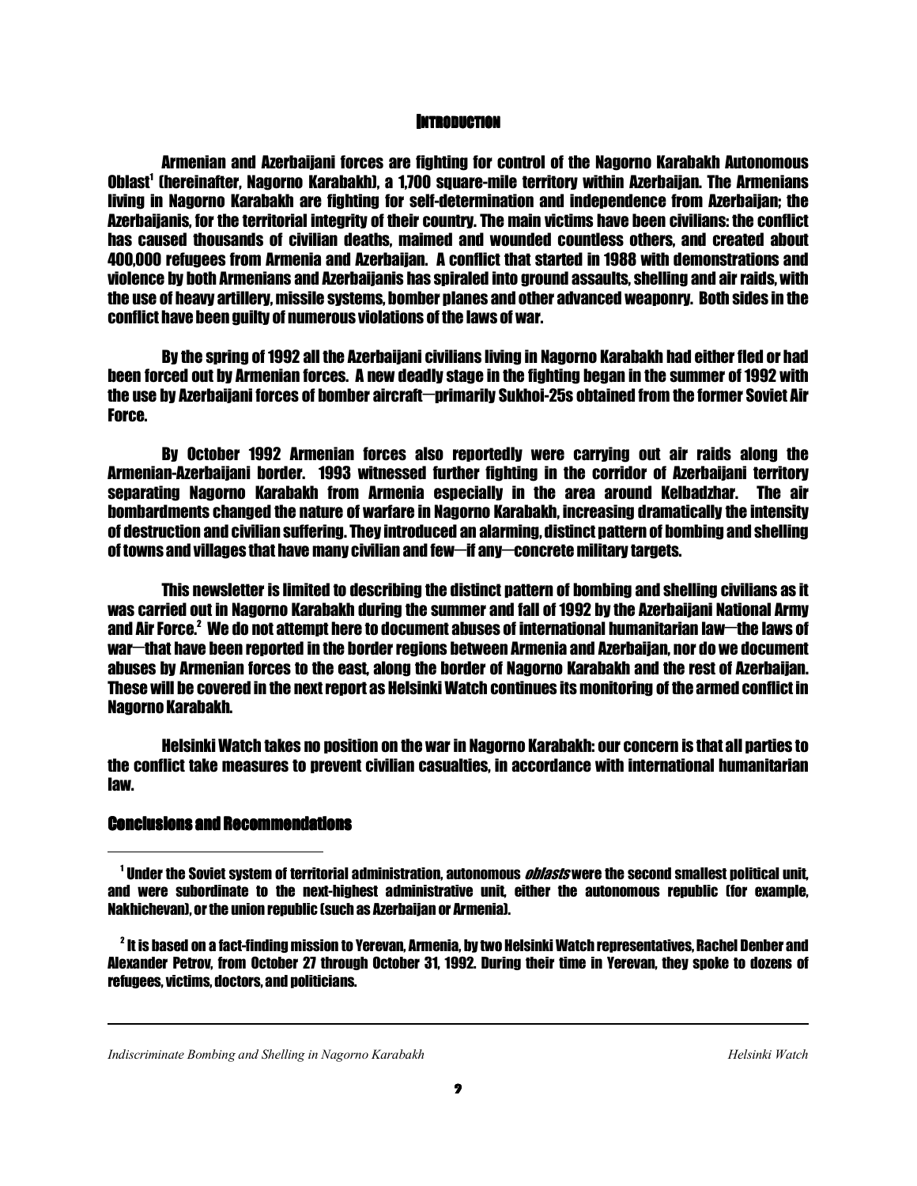## Introduction

Armenian and Azerbaijani forces are fighting for control of the Nagorno Karabakh Autonomous Oblast[1] (hereinafter, Nagorno Karabakh), a 1,700 square-mile territory within Azerbaijan. The Armenians living in Nagorno Karabakh are fighting for self-determination and independence from Azerbaijan; the Azerbaijanis, for the territorial integrity of their country. The main victims have been civilians: the conflict has caused thousands of civilian deaths, maimed and wounded countless others, and created about 400,000 refugees from Armenia and Azerbaijan. A conflict that started in 1988 with demonstrations and violence by both Armenians and Azerbaijanis has spiraled into ground assaults, shelling and air raids, with the use of heavy artillery, missile systems, bomber planes and other advanced weaponry. Both sides in the conflict have been guilty of numerous violations of the laws of war.

By the spring of 1992 all the Azerbaijani civilians living in Nagorno Karabakh had either fled or had been forced out by Armenian forces. A new deadly stage in the fighting began in the summer of 1992 with the use by Azerbaijani forces of bomber aircraft—primarily Sukhoi-25s obtained from the former Soviet Air Force.

By October 1992 Armenian forces also reportedly were carrying out air raids along the Armenian-Azerbaijani border. 1993 witnessed further fighting in the corridor of Azerbaijani territory separating Nagorno Karabakh from Armenia especially in the area around Kelbadzhar. The air bombardments changed the nature of warfare in Nagorno Karabakh, increasing dramatically the intensity of destruction and civilian suffering. They introduced an alarming, distinct pattern of bombing and shelling of towns and villages that have many civilian and few—if any—concrete military targets.

This newsletter is limited to describing the distinct pattern of bombing and shelling civilians as it was carried out in Nagorno Karabakh during the summer and fall of 1992 by the Azerbaijani National Army and Air Force.[2] We do not attempt here to document abuses of international humanitarian law—the laws of war—that have been reported in the border regions between Armenia and Azerbaijan, nor do we document abuses by Armenian forces to the east, along the border of Nagorno Karabakh and the rest of Azerbaijan. These will be covered in the next report as Helsinki Watch continues its monitoring of the armed conflict in Nagorno Karabakh.

Helsinki Watch takes no position on the war in Nagorno Karabakh: our concern is that all parties to the conflict take measures to prevent civilian casualties, in accordance with international humanitarian law.

### Conclusions and Recommendations

---

[1] Under the Soviet system of territorial administration, autonomous *oblasts* were the second smallest political unit, and were subordinate to the next-highest administrative unit, either the autonomous republic (for example, Nakhichevan), or the union republic (such as Azerbaijan or Armenia).

[2] It is based on a fact-finding mission to Yerevan, Armenia, by two Helsinki Watch representatives, Rachel Denber and Alexander Petrov, from October 27 through October 31, 1992. During their time in Yerevan, they spoke to dozens of refugees, victims, doctors, and politicians.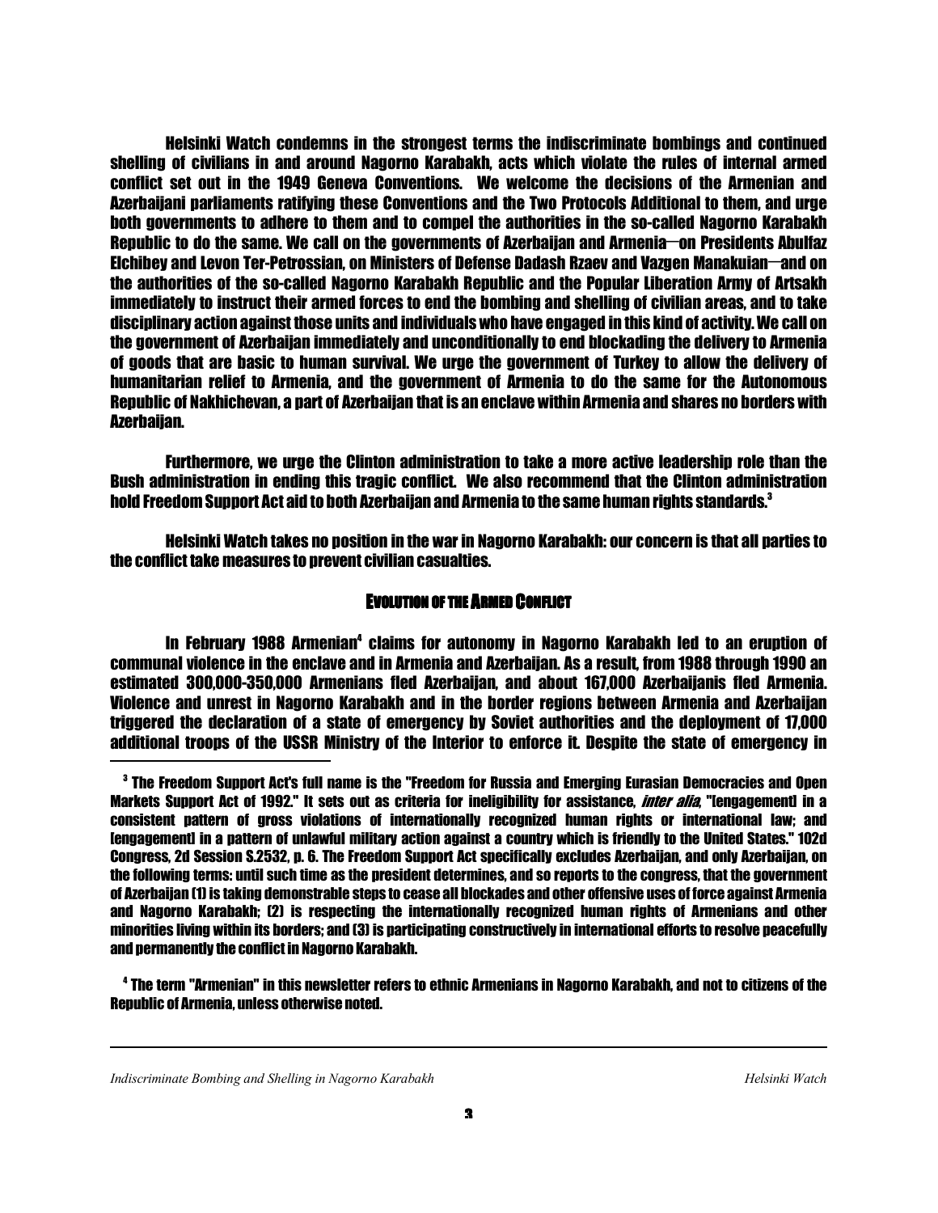Helsinki Watch condemns in the strongest terms the indiscriminate bombings and continued shelling of civilians in and around Nagorno Karabakh, acts which violate the rules of internal armed conflict set out in the 1949 Geneva Conventions. We welcome the decisions of the Armenian and Azerbaijani parliaments ratifying these Conventions and the Two Protocols Additional to them, and urge both governments to adhere to them and to compel the authorities in the so-called Nagorno Karabakh Republic to do the same. We call on the governments of Azerbaijan and Armenia—on Presidents Abulfaz Elchibey and Levon Ter-Petrossian, on Ministers of Defense Dadash Rzaev and Vazgen Manakuian—and on the authorities of the so-called Nagorno Karabakh Republic and the Popular Liberation Army of Artsakh immediately to instruct their armed forces to end the bombing and shelling of civilian areas, and to take disciplinary action against those units and individuals who have engaged in this kind of activity. We call on the government of Azerbaijan immediately and unconditionally to end blockading the delivery to Armenia of goods that are basic to human survival. We urge the government of Turkey to allow the delivery of humanitarian relief to Armenia, and the government of Armenia to do the same for the Autonomous Republic of Nakhichevan, a part of Azerbaijan that is an enclave within Armenia and shares no borders with Azerbaijan.

Furthermore, we urge the Clinton administration to take a more active leadership role than the Bush administration in ending this tragic conflict. We also recommend that the Clinton administration hold Freedom Support Act aid to both Azerbaijan and Armenia to the same human rights standards.[3]

Helsinki Watch takes no position in the war in Nagorno Karabakh: our concern is that all parties to the conflict take measures to prevent civilian casualties.

## EVOLUTION OF THE ARMED CONFLICT

In February 1988 Armenian[4] claims for autonomy in Nagorno Karabakh led to an eruption of communal violence in the enclave and in Armenia and Azerbaijan. As a result, from 1988 through 1990 an estimated 300,000-350,000 Armenians fled Azerbaijan, and about 167,000 Azerbaijanis fled Armenia. Violence and unrest in Nagorno Karabakh and in the border regions between Armenia and Azerbaijan triggered the declaration of a state of emergency by Soviet authorities and the deployment of 17,000 additional troops of the USSR Ministry of the Interior to enforce it. Despite the state of emergency in

---

[3] The Freedom Support Act's full name is the "Freedom for Russia and Emerging Eurasian Democracies and Open Markets Support Act of 1992." It sets out as criteria for ineligibility for assistance, *inter alia*, "[engagement] in a consistent pattern of gross violations of internationally recognized human rights or international law; and [engagement] in a pattern of unlawful military action against a country which is friendly to the United States." 102d Congress, 2d Session S.2532, p. 6. The Freedom Support Act specifically excludes Azerbaijan, and only Azerbaijan, on the following terms: until such time as the president determines, and so reports to the congress, that the government of Azerbaijan (1) is taking demonstrable steps to cease all blockades and other offensive uses of force against Armenia and Nagorno Karabakh; (2) is respecting the internationally recognized human rights of Armenians and other minorities living within its borders; and (3) is participating constructively in international efforts to resolve peacefully and permanently the conflict in Nagorno Karabakh.

[4] The term "Armenian" in this newsletter refers to ethnic Armenians in Nagorno Karabakh, and not to citizens of the Republic of Armenia, unless otherwise noted.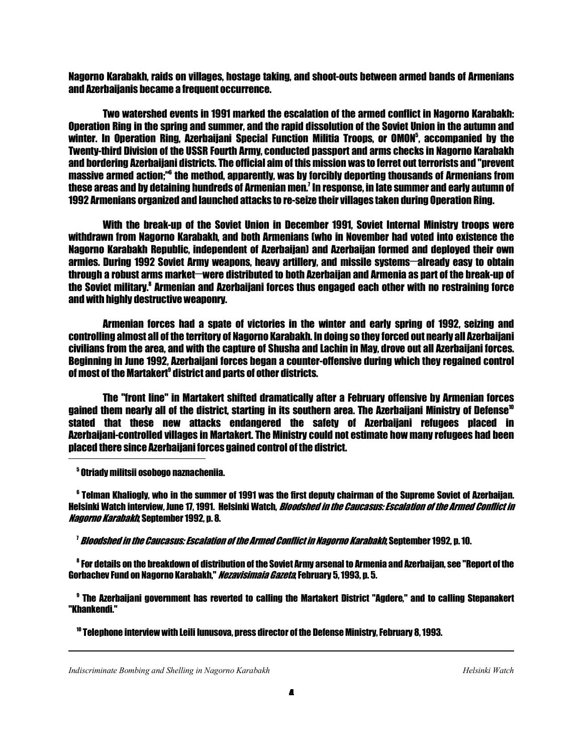Nagorno Karabakh, raids on villages, hostage taking, and shoot-outs between armed bands of Armenians and Azerbaijanis became a frequent occurrence.

Two watershed events in 1991 marked the escalation of the armed conflict in Nagorno Karabakh: Operation Ring in the spring and summer, and the rapid dissolution of the Soviet Union in the autumn and winter. In Operation Ring, Azerbaijani Special Function Militia Troops, or OMON[5], accompanied by the Twenty-third Division of the USSR Fourth Army, conducted passport and arms checks in Nagorno Karabakh and bordering Azerbaijani districts. The official aim of this mission was to ferret out terrorists and "prevent massive armed action;"[6] the method, apparently, was by forcibly deporting thousands of Armenians from these areas and by detaining hundreds of Armenian men.[7] In response, in late summer and early autumn of 1992 Armenians organized and launched attacks to re-seize their villages taken during Operation Ring.

With the break-up of the Soviet Union in December 1991, Soviet Internal Ministry troops were withdrawn from Nagorno Karabakh, and both Armenians (who in November had voted into existence the Nagorno Karabakh Republic, independent of Azerbaijan) and Azerbaijan formed and deployed their own armies. During 1992 Soviet Army weapons, heavy artillery, and missile systems—already easy to obtain through a robust arms market—were distributed to both Azerbaijan and Armenia as part of the break-up of the Soviet military.[8] Armenian and Azerbaijani forces thus engaged each other with no restraining force and with highly destructive weaponry.

Armenian forces had a spate of victories in the winter and early spring of 1992, seizing and controlling almost all of the territory of Nagorno Karabakh. In doing so they forced out nearly all Azerbaijani civilians from the area, and with the capture of Shusha and Lachin in May, drove out all Azerbaijani forces. Beginning in June 1992, Azerbaijani forces began a counter-offensive during which they regained control of most of the Martakert[9] district and parts of other districts.

The "front line" in Martakert shifted dramatically after a February offensive by Armenian forces gained them nearly all of the district, starting in its southern area. The Azerbaijani Ministry of Defense[10] stated that these new attacks endangered the safety of Azerbaijani refugees placed in Azerbaijani-controlled villages in Martakert. The Ministry could not estimate how many refugees had been placed there since Azerbaijani forces gained control of the district.

---

[5] Otriady militsii osobogo naznacheniia.

[6] Telman Khaliogly, who in the summer of 1991 was the first deputy chairman of the Supreme Soviet of Azerbaijan. Helsinki Watch interview, June 17, 1991. Helsinki Watch, *Bloodshed in the Caucasus: Escalation of the Armed Conflict in Nagorno Karabakh*, September 1992, p. 8.

[7] *Bloodshed in the Caucasus: Escalation of the Armed Conflict in Nagorno Karabakh*, September 1992, p. 10.

[8] For details on the breakdown of distribution of the Soviet Army arsenal to Armenia and Azerbaijan, see "Report of the Gorbachev Fund on Nagorno Karabakh," *Nezavisimaia Gazeta*, February 5, 1993, p. 5.

[9] The Azerbaijani government has reverted to calling the Martakert District "Agdere," and to calling Stepanakert "Khankendi."

[10] Telephone interview with Leili Iunusova, press director of the Defense Ministry, February 8, 1993.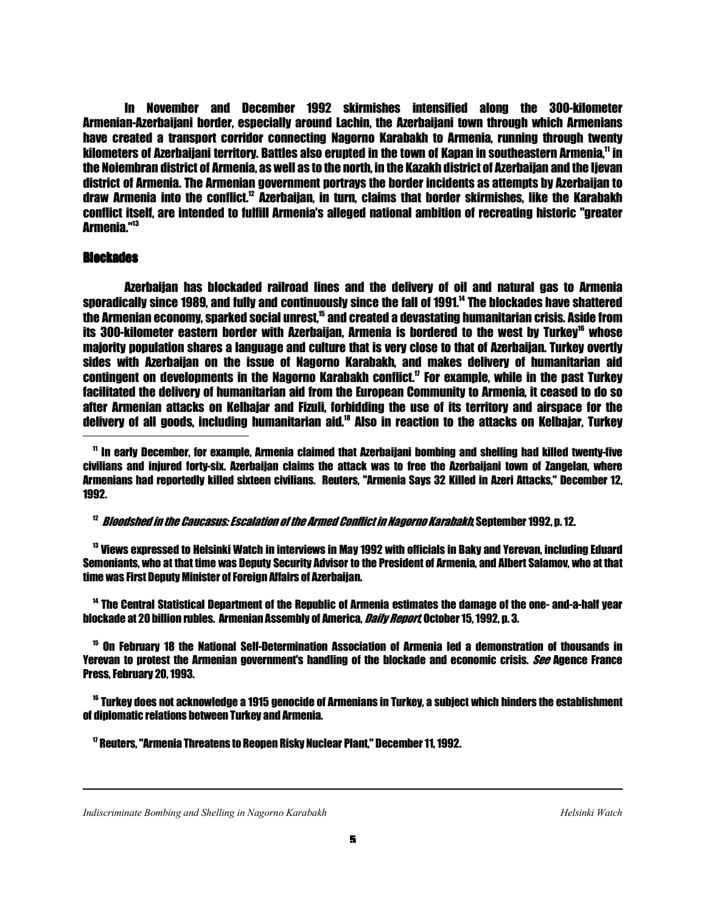In November and December 1992 skirmishes intensified along the 300-kilometer Armenian-Azerbaijani border, especially around Lachin, the Azerbaijani town through which Armenians have created a transport corridor connecting Nagorno Karabakh to Armenia, running through twenty kilometers of Azerbaijani territory. Battles also erupted in the town of Kapan in southeastern Armenia,[11] in the Noiembran district of Armenia, as well as to the north, in the Kazakh district of Azerbaijan and the Ijevan district of Armenia. The Armenian government portrays the border incidents as attempts by Azerbaijan to draw Armenia into the conflict.[12] Azerbaijan, in turn, claims that border skirmishes, like the Karabakh conflict itself, are intended to fulfill Armenia's alleged national ambition of recreating historic "greater Armenia."[13]

## Blockades

Azerbaijan has blockaded railroad lines and the delivery of oil and natural gas to Armenia sporadically since 1989, and fully and continuously since the fall of 1991.[14] The blockades have shattered the Armenian economy, sparked social unrest,[15] and created a devastating humanitarian crisis. Aside from its 300-kilometer eastern border with Azerbaijan, Armenia is bordered to the west by Turkey[16] whose majority population shares a language and culture that is very close to that of Azerbaijan. Turkey overtly sides with Azerbaijan on the issue of Nagorno Karabakh, and makes delivery of humanitarian aid contingent on developments in the Nagorno Karabakh conflict.[17] For example, while in the past Turkey facilitated the delivery of humanitarian aid from the European Community to Armenia, it ceased to do so after Armenian attacks on Kelbajar and Fizuli, forbidding the use of its territory and airspace for the delivery of all goods, including humanitarian aid.[18] Also in reaction to the attacks on Kelbajar, Turkey

---

[11] In early December, for example, Armenia claimed that Azerbaijani bombing and shelling had killed twenty-five civilians and injured forty-six. Azerbaijan claims the attack was to free the Azerbaijani town of Zangelan, where Armenians had reportedly killed sixteen civilians. Reuters, "Armenia Says 32 Killed in Azeri Attacks," December 12, 1992.

[12] *Bloodshed in the Caucasus: Escalation of the Armed Conflict in Nagorno Karabakh*, September 1992, p. 12.

[13] Views expressed to Helsinki Watch in interviews in May 1992 with officials in Baky and Yerevan, including Eduard Semoniants, who at that time was Deputy Security Advisor to the President of Armenia, and Albert Salamov, who at that time was First Deputy Minister of Foreign Affairs of Azerbaijan.

[14] The Central Statistical Department of the Republic of Armenia estimates the damage of the one- and-a-half year blockade at 20 billion rubles. Armenian Assembly of America, *Daily Report*, October 15, 1992, p. 3.

[15] On February 18 the National Self-Determination Association of Armenia led a demonstration of thousands in Yerevan to protest the Armenian government's handling of the blockade and economic crisis. *See* Agence France Press, February 20, 1993.

[16] Turkey does not acknowledge a 1915 genocide of Armenians in Turkey, a subject which hinders the establishment of diplomatic relations between Turkey and Armenia.

[17] Reuters, "Armenia Threatens to Reopen Risky Nuclear Plant," December 11, 1992.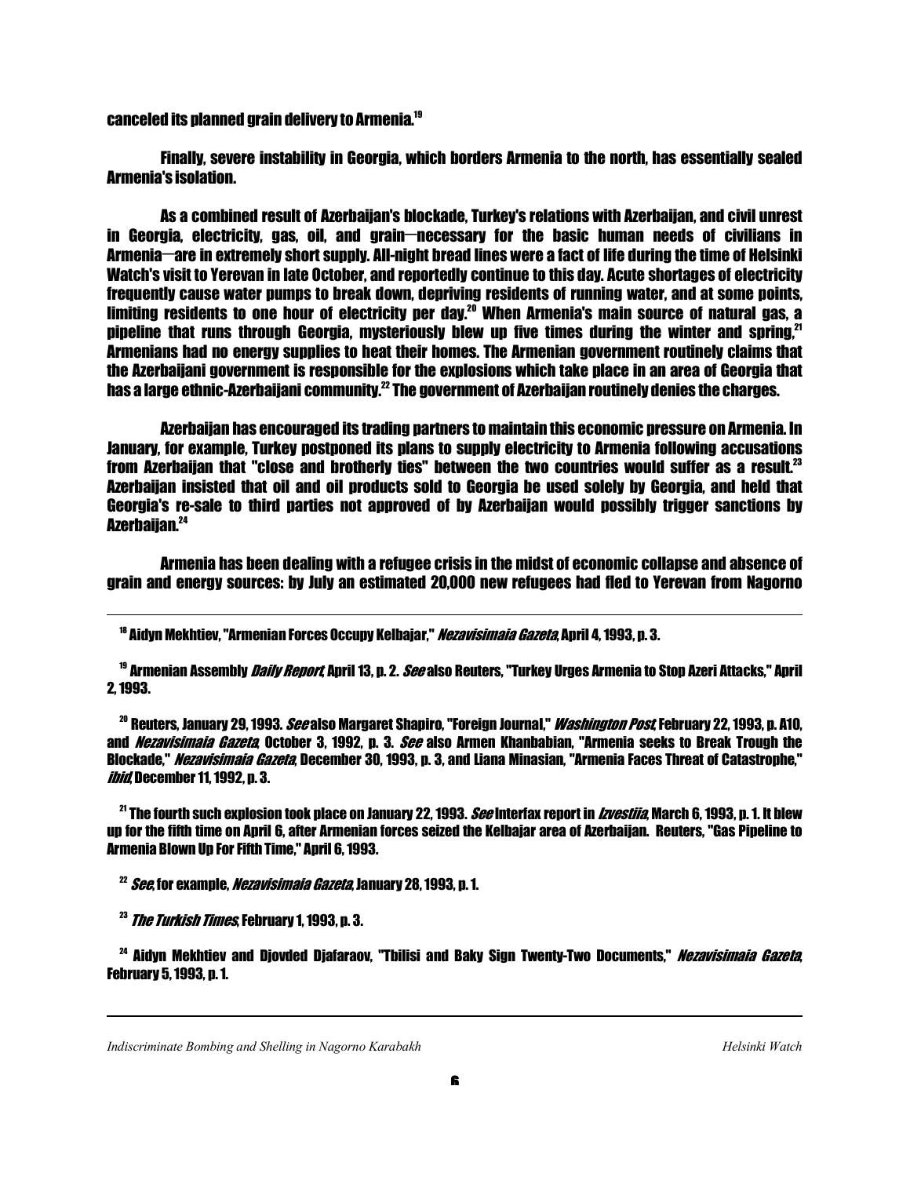canceled its planned grain delivery to Armenia.[19]

Finally, severe instability in Georgia, which borders Armenia to the north, has essentially sealed Armenia's isolation.

As a combined result of Azerbaijan's blockade, Turkey's relations with Azerbaijan, and civil unrest in Georgia, electricity, gas, oil, and grain—necessary for the basic human needs of civilians in Armenia—are in extremely short supply. All-night bread lines were a fact of life during the time of Helsinki Watch's visit to Yerevan in late October, and reportedly continue to this day. Acute shortages of electricity frequently cause water pumps to break down, depriving residents of running water, and at some points, limiting residents to one hour of electricity per day.[20] When Armenia's main source of natural gas, a pipeline that runs through Georgia, mysteriously blew up five times during the winter and spring,[21] Armenians had no energy supplies to heat their homes. The Armenian government routinely claims that the Azerbaijani government is responsible for the explosions which take place in an area of Georgia that has a large ethnic-Azerbaijani community.[22] The government of Azerbaijan routinely denies the charges.

Azerbaijan has encouraged its trading partners to maintain this economic pressure on Armenia. In January, for example, Turkey postponed its plans to supply electricity to Armenia following accusations from Azerbaijan that "close and brotherly ties" between the two countries would suffer as a result.[23] Azerbaijan insisted that oil and oil products sold to Georgia be used solely by Georgia, and held that Georgia's re-sale to third parties not approved of by Azerbaijan would possibly trigger sanctions by Azerbaijan.[24]

Armenia has been dealing with a refugee crisis in the midst of economic collapse and absence of grain and energy sources: by July an estimated 20,000 new refugees had fled to Yerevan from Nagorno

---

[18] Aidyn Mekhtiev, "Armenian Forces Occupy Kelbajar," *Nezavisimaia Gazeta*, April 4, 1993, p. 3.

[19] Armenian Assembly *Daily Report*, April 13, p. 2. *See* also Reuters, "Turkey Urges Armenia to Stop Azeri Attacks," April 2, 1993.

[20] Reuters, January 29, 1993. *See* also Margaret Shapiro, "Foreign Journal," *Washington Post*, February 22, 1993, p. A10, and *Nezavisimaia Gazeta*, October 3, 1992, p. 3. *See* also Armen Khanbabian, "Armenia seeks to Break Trough the Blockade," *Nezavisimaia Gazeta*, December 30, 1993, p. 3, and Liana Minasian, "Armenia Faces Threat of Catastrophe," *ibid*, December 11, 1992, p. 3.

[21] The fourth such explosion took place on January 22, 1993. *See* Interfax report in *Izvestiia*, March 6, 1993, p. 1. It blew up for the fifth time on April 6, after Armenian forces seized the Kelbajar area of Azerbaijan. Reuters, "Gas Pipeline to Armenia Blown Up For Fifth Time," April 6, 1993.

[22] *See*, for example, *Nezavisimaia Gazeta*, January 28, 1993, p. 1.

[23] *The Turkish Times*, February 1, 1993, p. 3.

[24] Aidyn Mekhtiev and Djovded Djafaraov, "Tbilisi and Baky Sign Twenty-Two Documents," *Nezavisimaia Gazeta*, February 5, 1993, p. 1.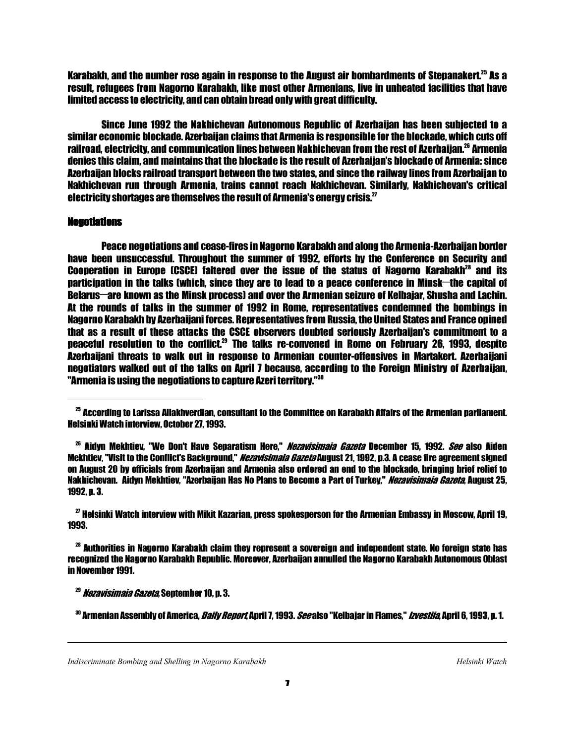Karabakh, and the number rose again in response to the August air bombardments of Stepanakert.[25] As a result, refugees from Nagorno Karabakh, like most other Armenians, live in unheated facilities that have limited access to electricity, and can obtain bread only with great difficulty.

Since June 1992 the Nakhichevan Autonomous Republic of Azerbaijan has been subjected to a similar economic blockade. Azerbaijan claims that Armenia is responsible for the blockade, which cuts off railroad, electricity, and communication lines between Nakhichevan from the rest of Azerbaijan.[26] Armenia denies this claim, and maintains that the blockade is the result of Azerbaijan's blockade of Armenia: since Azerbaijan blocks railroad transport between the two states, and since the railway lines from Azerbaijan to Nakhichevan run through Armenia, trains cannot reach Nakhichevan. Similarly, Nakhichevan's critical electricity shortages are themselves the result of Armenia's energy crisis.[27]

## Negotiations

Peace negotiations and cease-fires in Nagorno Karabakh and along the Armenia-Azerbaijan border have been unsuccessful. Throughout the summer of 1992, efforts by the Conference on Security and Cooperation in Europe (CSCE) faltered over the issue of the status of Nagorno Karabakh[28] and its participation in the talks (which, since they are to lead to a peace conference in Minsk—the capital of Belarus—are known as the Minsk process) and over the Armenian seizure of Kelbajar, Shusha and Lachin. At the rounds of talks in the summer of 1992 in Rome, representatives condemned the bombings in Nagorno Karabakh by Azerbaijani forces. Representatives from Russia, the United States and France opined that as a result of these attacks the CSCE observers doubted seriously Azerbaijan's commitment to a peaceful resolution to the conflict.[29] The talks re-convened in Rome on February 26, 1993, despite Azerbaijani threats to walk out in response to Armenian counter-offensives in Martakert. Azerbaijani negotiators walked out of the talks on April 7 because, according to the Foreign Ministry of Azerbaijan, "Armenia is using the negotiations to capture Azeri territory."[30]

---

[25] According to Larissa Allakhverdian, consultant to the Committee on Karabakh Affairs of the Armenian parliament. Helsinki Watch interview, October 27, 1993.

[26] Aidyn Mekhtiev, "We Don't Have Separatism Here," *Nezavisimaia Gazeta* December 15, 1992. *See* also Aiden Mekhtiev, "Visit to the Conflict's Background," *Nezavisimaia Gazeta* August 21, 1992, p.3. A cease fire agreement signed on August 20 by officials from Azerbaijan and Armenia also ordered an end to the blockade, bringing brief relief to Nakhichevan. Aidyn Mekhtiev, "Azerbaijan Has No Plans to Become a Part of Turkey," *Nezavisimaia Gazeta*, August 25, 1992, p. 3.

[27] Helsinki Watch interview with Mikit Kazarian, press spokesperson for the Armenian Embassy in Moscow, April 19, 1993.

[28] Authorities in Nagorno Karabakh claim they represent a sovereign and independent state. No foreign state has recognized the Nagorno Karabakh Republic. Moreover, Azerbaijan annulled the Nagorno Karabakh Autonomous Oblast in November 1991.

[29] *Nezavisimaia Gazeta*, September 10, p. 3.

[30] Armenian Assembly of America, *Daily Report*, April 7, 1993. *See* also "Kelbajar in Flames," *Izvestiia*, April 6, 1993, p. 1.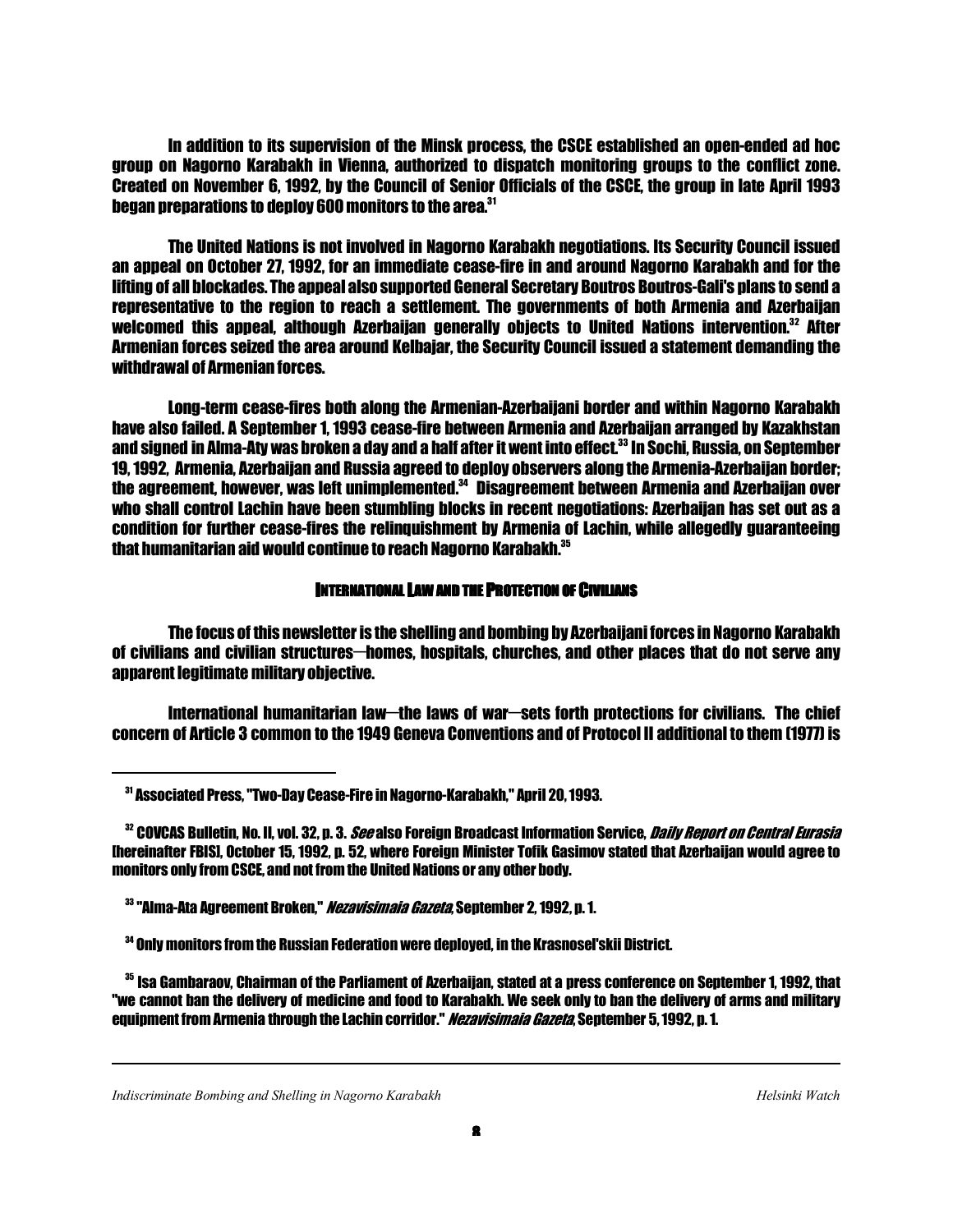In addition to its supervision of the Minsk process, the CSCE established an open-ended ad hoc group on Nagorno Karabakh in Vienna, authorized to dispatch monitoring groups to the conflict zone. Created on November 6, 1992, by the Council of Senior Officials of the CSCE, the group in late April 1993 began preparations to deploy 600 monitors to the area.[31]

The United Nations is not involved in Nagorno Karabakh negotiations. Its Security Council issued an appeal on October 27, 1992, for an immediate cease-fire in and around Nagorno Karabakh and for the lifting of all blockades. The appeal also supported General Secretary Boutros Boutros-Gali's plans to send a representative to the region to reach a settlement. The governments of both Armenia and Azerbaijan welcomed this appeal, although Azerbaijan generally objects to United Nations intervention.[32] After Armenian forces seized the area around Kelbajar, the Security Council issued a statement demanding the withdrawal of Armenian forces.

Long-term cease-fires both along the Armenian-Azerbaijani border and within Nagorno Karabakh have also failed. A September 1, 1993 cease-fire between Armenia and Azerbaijan arranged by Kazakhstan and signed in Alma-Aty was broken a day and a half after it went into effect.[33] In Sochi, Russia, on September 19, 1992, Armenia, Azerbaijan and Russia agreed to deploy observers along the Armenia-Azerbaijan border; the agreement, however, was left unimplemented.[34] Disagreement between Armenia and Azerbaijan over who shall control Lachin have been stumbling blocks in recent negotiations: Azerbaijan has set out as a condition for further cease-fires the relinquishment by Armenia of Lachin, while allegedly guaranteeing that humanitarian aid would continue to reach Nagorno Karabakh.[35]

## INTERNATIONAL LAW AND THE PROTECTION OF CIVILIANS

The focus of this newsletter is the shelling and bombing by Azerbaijani forces in Nagorno Karabakh of civilians and civilian structures—homes, hospitals, churches, and other places that do not serve any apparent legitimate military objective.

International humanitarian law—the laws of war—sets forth protections for civilians. The chief concern of Article 3 common to the 1949 Geneva Conventions and of Protocol II additional to them (1977) is

---

[31] Associated Press, "Two-Day Cease-Fire in Nagorno-Karabakh," April 20, 1993.

[32] COVCAS Bulletin, No. II, vol. 32, p. 3. *See* also Foreign Broadcast Information Service, *Daily Report on Central Eurasia* [hereinafter FBIS], October 15, 1992, p. 52, where Foreign Minister Tofik Gasimov stated that Azerbaijan would agree to monitors only from CSCE, and not from the United Nations or any other body.

[33] "Alma-Ata Agreement Broken," *Nezavisimaia Gazeta*, September 2, 1992, p. 1.

[34] Only monitors from the Russian Federation were deployed, in the Krasnosel'skii District.

[35] Isa Gambaraov, Chairman of the Parliament of Azerbaijan, stated at a press conference on September 1, 1992, that "we cannot ban the delivery of medicine and food to Karabakh. We seek only to ban the delivery of arms and military equipment from Armenia through the Lachin corridor." *Nezavisimaia Gazeta*, September 5, 1992, p. 1.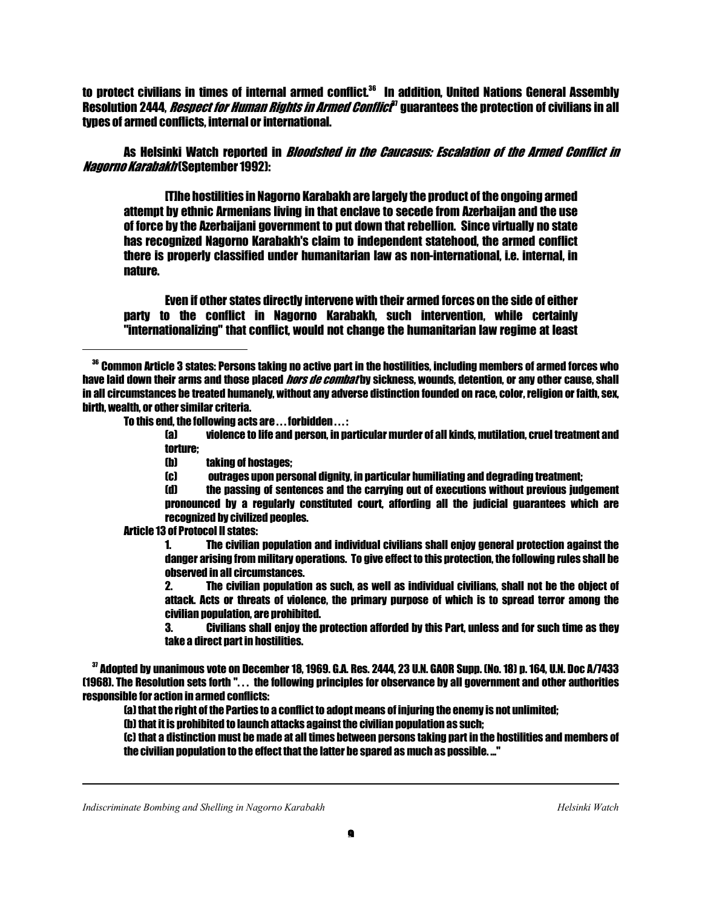to protect civilians in times of internal armed conflict.[36] In addition, United Nations General Assembly Resolution 2444, *Respect for Human Rights in Armed Conflict*[37] guarantees the protection of civilians in all types of armed conflicts, internal or international.

As Helsinki Watch reported in *Bloodshed in the Caucasus: Escalation of the Armed Conflict in Nagorno Karabakh* (September 1992):

> [T]he hostilities in Nagorno Karabakh are largely the product of the ongoing armed attempt by ethnic Armenians living in that enclave to secede from Azerbaijan and the use of force by the Azerbaijani government to put down that rebellion. Since virtually no state has recognized Nagorno Karabakh's claim to independent statehood, the armed conflict there is properly classified under humanitarian law as non-international, i.e. internal, in nature.
>
> Even if other states directly intervene with their armed forces on the side of either party to the conflict in Nagorno Karabakh, such intervention, while certainly "internationalizing" that conflict, would not change the humanitarian law regime at least

---

[36] Common Article 3 states: Persons taking no active part in the hostilities, including members of armed forces who have laid down their arms and those placed *hors de combat* by sickness, wounds, detention, or any other cause, shall in all circumstances be treated humanely, without any adverse distinction founded on race, color, religion or faith, sex, birth, wealth, or other similar criteria.

To this end, the following acts are . . . forbidden . . . :

> (a) violence to life and person, in particular murder of all kinds, mutilation, cruel treatment and torture;
>
> (b) taking of hostages;
>
> (c) outrages upon personal dignity, in particular humiliating and degrading treatment;
>
> (d) the passing of sentences and the carrying out of executions without previous judgement pronounced by a regularly constituted court, affording all the judicial guarantees which are recognized by civilized peoples.

Article 13 of Protocol II states:

> 1. The civilian population and individual civilians shall enjoy general protection against the danger arising from military operations. To give effect to this protection, the following rules shall be observed in all circumstances.
>
> 2. The civilian population as such, as well as individual civilians, shall not be the object of attack. Acts or threats of violence, the primary purpose of which is to spread terror among the civilian population, are prohibited.
>
> 3. Civilians shall enjoy the protection afforded by this Part, unless and for such time as they take a direct part in hostilities.

[37] Adopted by unanimous vote on December 18, 1969. G.A. Res. 2444, 23 U.N. GAOR Supp. (No. 18) p. 164, U.N. Doc A/7433 (1968). The Resolution sets forth ". . . the following principles for observance by all government and other authorities responsible for action in armed conflicts:

> (a) that the right of the Parties to a conflict to adopt means of injuring the enemy is not unlimited;
>
> (b) that it is prohibited to launch attacks against the civilian population as such;
>
> (c) that a distinction must be made at all times between persons taking part in the hostilities and members of the civilian population to the effect that the latter be spared as much as possible. ..."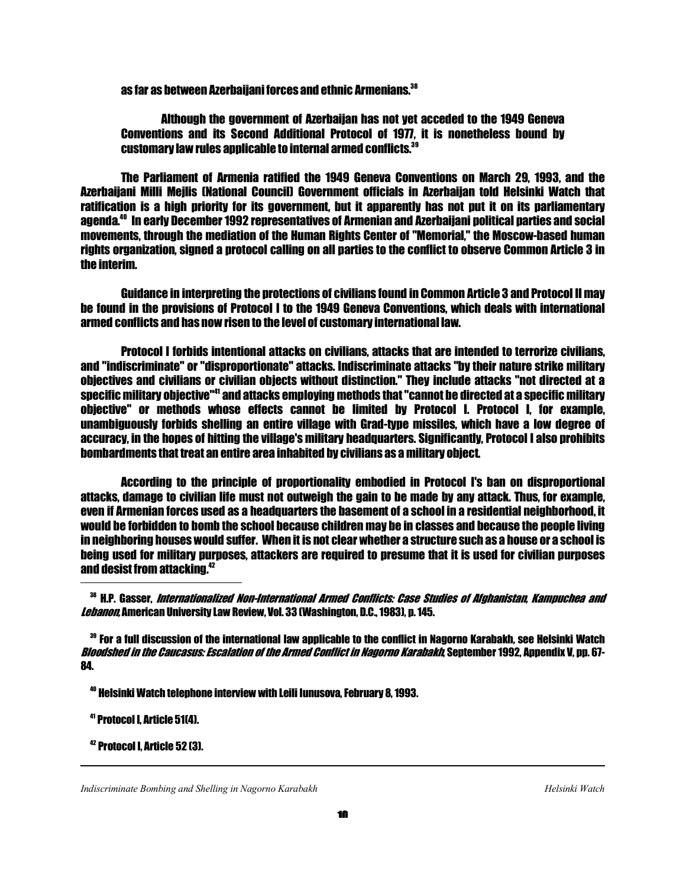as far as between Azerbaijani forces and ethnic Armenians.[38]

> Although the government of Azerbaijan has not yet acceded to the 1949 Geneva Conventions and its Second Additional Protocol of 1977, it is nonetheless bound by customary law rules applicable to internal armed conflicts.[39]

The Parliament of Armenia ratified the 1949 Geneva Conventions on March 29, 1993, and the Azerbaijani Milli Mejlis (National Council) Government officials in Azerbaijan told Helsinki Watch that ratification is a high priority for its government, but it apparently has not put it on its parliamentary agenda.[40] In early December 1992 representatives of Armenian and Azerbaijani political parties and social movements, through the mediation of the Human Rights Center of "Memorial," the Moscow-based human rights organization, signed a protocol calling on all parties to the conflict to observe Common Article 3 in the interim.

Guidance in interpreting the protections of civilians found in Common Article 3 and Protocol II may be found in the provisions of Protocol I to the 1949 Geneva Conventions, which deals with international armed conflicts and has now risen to the level of customary international law.

Protocol I forbids intentional attacks on civilians, attacks that are intended to terrorize civilians, and "indiscriminate" or "disproportionate" attacks. Indiscriminate attacks "by their nature strike military objectives and civilians or civilian objects without distinction." They include attacks "not directed at a specific military objective"[41] and attacks employing methods that "cannot be directed at a specific military objective" or methods whose effects cannot be limited by Protocol I. Protocol I, for example, unambiguously forbids shelling an entire village with Grad-type missiles, which have a low degree of accuracy, in the hopes of hitting the village's military headquarters. Significantly, Protocol I also prohibits bombardments that treat an entire area inhabited by civilians as a military object.

According to the principle of proportionality embodied in Protocol I's ban on disproportional attacks, damage to civilian life must not outweigh the gain to be made by any attack. Thus, for example, even if Armenian forces used as a headquarters the basement of a school in a residential neighborhood, it would be forbidden to bomb the school because children may be in classes and because the people living in neighboring houses would suffer. When it is not clear whether a structure such as a house or a school is being used for military purposes, attackers are required to presume that it is used for civilian purposes and desist from attacking.[42]

---

[38] H.P. Gasser, *Internationalized Non-International Armed Conflicts: Case Studies of Afghanistan, Kampuchea and Lebanon*, American University Law Review, Vol. 33 (Washington, D.C., 1983), p. 145.

[39] For a full discussion of the international law applicable to the conflict in Nagorno Karabakh, see Helsinki Watch *Bloodshed in the Caucasus: Escalation of the Armed Conflict in Nagorno Karabakh*, September 1992, Appendix V, pp. 67-84.

[40] Helsinki Watch telephone interview with Leili Iunusova, February 8, 1993.

[41] Protocol I, Article 51(4).

[42] Protocol I, Article 52 (3).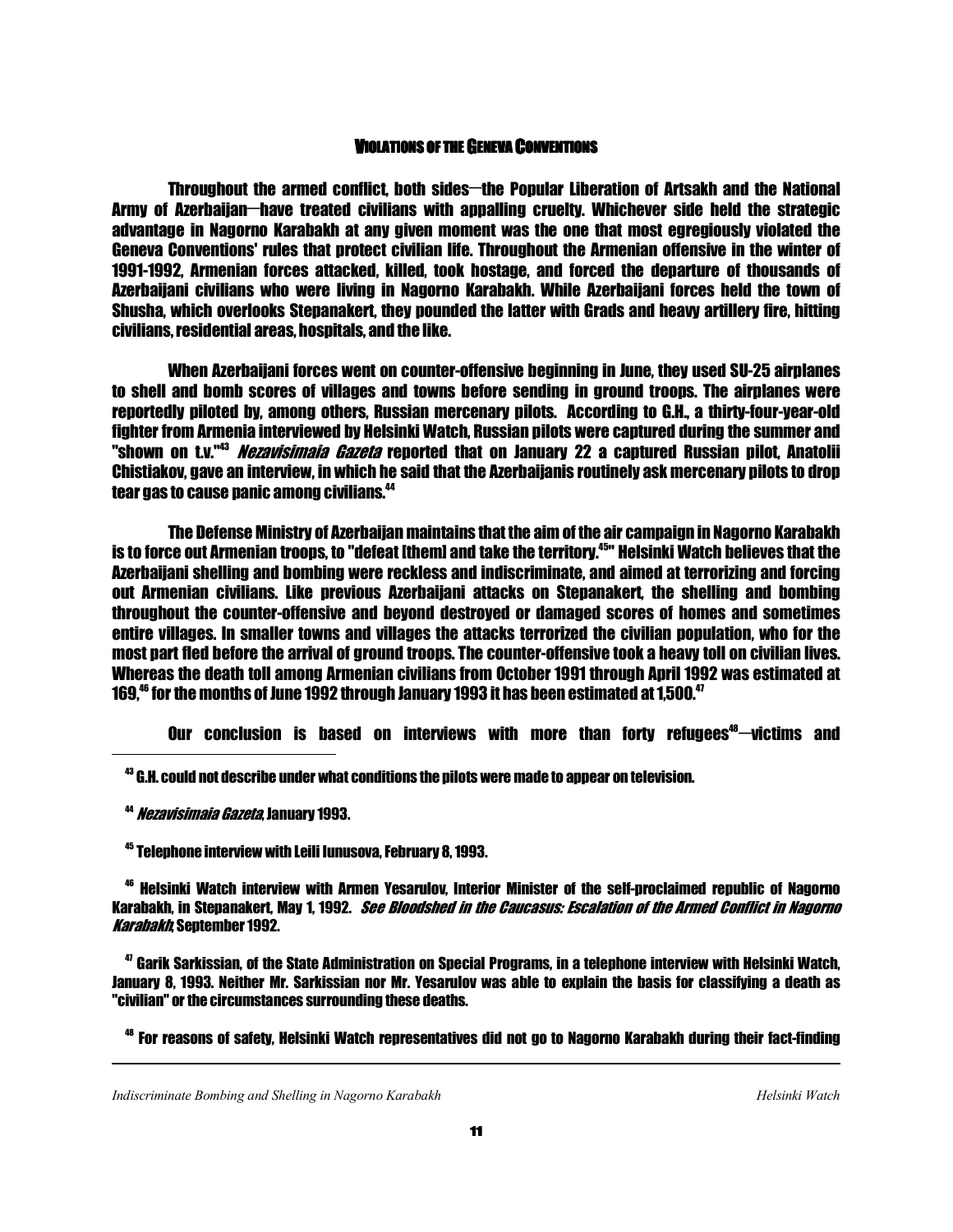## VIOLATIONS OF THE GENEVA CONVENTIONS

Throughout the armed conflict, both sides—the Popular Liberation of Artsakh and the National Army of Azerbaijan—have treated civilians with appalling cruelty. Whichever side held the strategic advantage in Nagorno Karabakh at any given moment was the one that most egregiously violated the Geneva Conventions' rules that protect civilian life. Throughout the Armenian offensive in the winter of 1991-1992, Armenian forces attacked, killed, took hostage, and forced the departure of thousands of Azerbaijani civilians who were living in Nagorno Karabakh. While Azerbaijani forces held the town of Shusha, which overlooks Stepanakert, they pounded the latter with Grads and heavy artillery fire, hitting civilians, residential areas, hospitals, and the like.

When Azerbaijani forces went on counter-offensive beginning in June, they used SU-25 airplanes to shell and bomb scores of villages and towns before sending in ground troops. The airplanes were reportedly piloted by, among others, Russian mercenary pilots. According to G.H., a thirty-four-year-old fighter from Armenia interviewed by Helsinki Watch, Russian pilots were captured during the summer and "shown on t.v."[43] *Nezavisimaia Gazeta* reported that on January 22 a captured Russian pilot, Anatolii Chistiakov, gave an interview, in which he said that the Azerbaijanis routinely ask mercenary pilots to drop tear gas to cause panic among civilians.[44]

The Defense Ministry of Azerbaijan maintains that the aim of the air campaign in Nagorno Karabakh is to force out Armenian troops, to "defeat [them] and take the territory.[45]" Helsinki Watch believes that the Azerbaijani shelling and bombing were reckless and indiscriminate, and aimed at terrorizing and forcing out Armenian civilians. Like previous Azerbaijani attacks on Stepanakert, the shelling and bombing throughout the counter-offensive and beyond destroyed or damaged scores of homes and sometimes entire villages. In smaller towns and villages the attacks terrorized the civilian population, who for the most part fled before the arrival of ground troops. The counter-offensive took a heavy toll on civilian lives. Whereas the death toll among Armenian civilians from October 1991 through April 1992 was estimated at 169,[46] for the months of June 1992 through January 1993 it has been estimated at 1,500.[47]

Our conclusion is based on interviews with more than forty refugees[48]—victims and

---

[43] G.H. could not describe under what conditions the pilots were made to appear on television.

[44] *Nezavisimaia Gazeta*, January 1993.

[45] Telephone interview with Leili Iunusova, February 8, 1993.

[46] Helsinki Watch interview with Armen Yesarulov, Interior Minister of the self-proclaimed republic of Nagorno Karabakh, in Stepanakert, May 1, 1992. *See Bloodshed in the Caucasus: Escalation of the Armed Conflict in Nagorno Karabakh*, September 1992.

[47] Garik Sarkissian, of the State Administration on Special Programs, in a telephone interview with Helsinki Watch, January 8, 1993. Neither Mr. Sarkissian nor Mr. Yesarulov was able to explain the basis for classifying a death as "civilian" or the circumstances surrounding these deaths.

[48] For reasons of safety, Helsinki Watch representatives did not go to Nagorno Karabakh during their fact-finding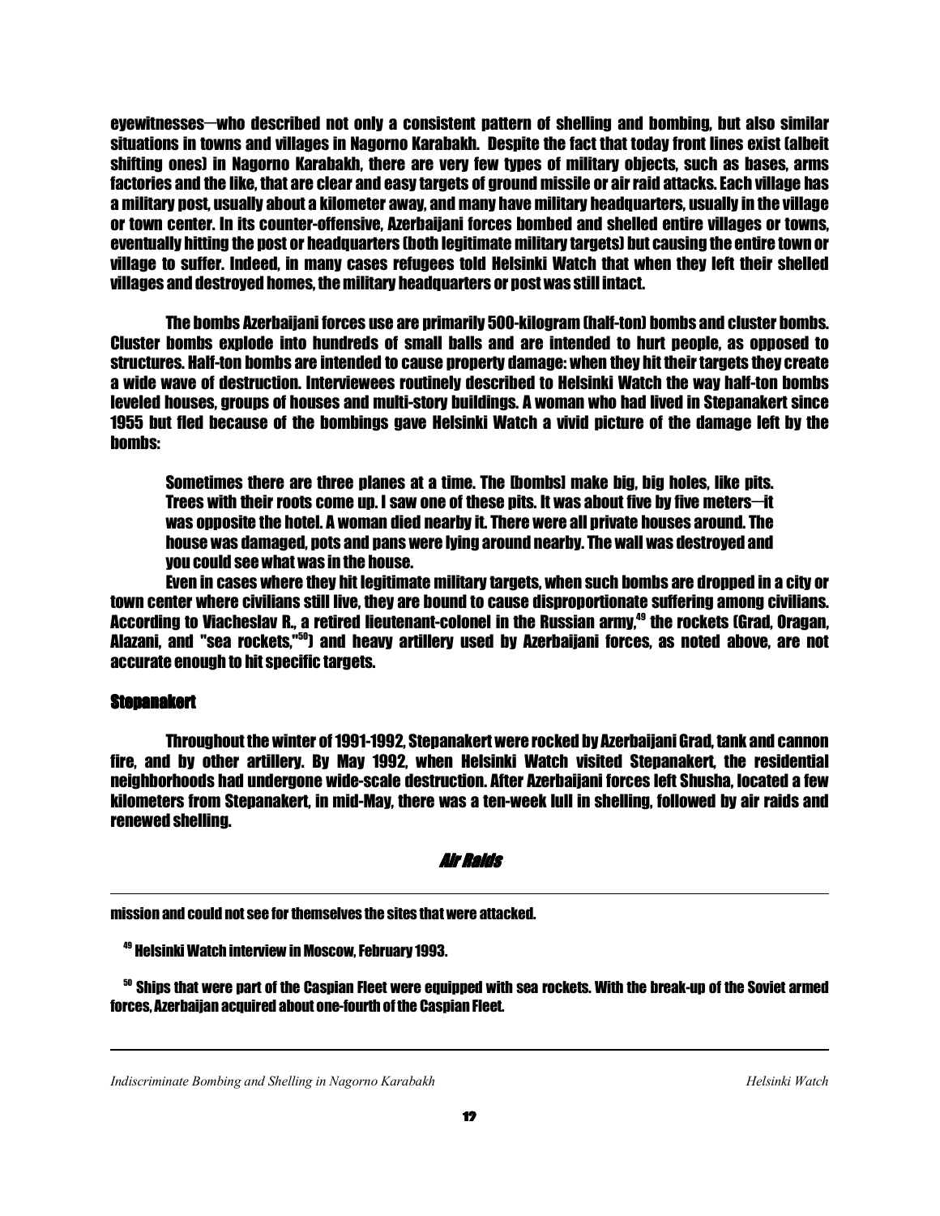eyewitnesses—who described not only a consistent pattern of shelling and bombing, but also similar situations in towns and villages in Nagorno Karabakh. Despite the fact that today front lines exist (albeit shifting ones) in Nagorno Karabakh, there are very few types of military objects, such as bases, arms factories and the like, that are clear and easy targets of ground missile or air raid attacks. Each village has a military post, usually about a kilometer away, and many have military headquarters, usually in the village or town center. In its counter-offensive, Azerbaijani forces bombed and shelled entire villages or towns, eventually hitting the post or headquarters (both legitimate military targets) but causing the entire town or village to suffer. Indeed, in many cases refugees told Helsinki Watch that when they left their shelled villages and destroyed homes, the military headquarters or post was still intact.

The bombs Azerbaijani forces use are primarily 500-kilogram (half-ton) bombs and cluster bombs. Cluster bombs explode into hundreds of small balls and are intended to hurt people, as opposed to structures. Half-ton bombs are intended to cause property damage: when they hit their targets they create a wide wave of destruction. Interviewees routinely described to Helsinki Watch the way half-ton bombs leveled houses, groups of houses and multi-story buildings. A woman who had lived in Stepanakert since 1955 but fled because of the bombings gave Helsinki Watch a vivid picture of the damage left by the bombs:

> Sometimes there are three planes at a time. The [bombs] make big, big holes, like pits. Trees with their roots come up. I saw one of these pits. It was about five by five meters—it was opposite the hotel. A woman died nearby it. There were all private houses around. The house was damaged, pots and pans were lying around nearby. The wall was destroyed and you could see what was in the house.

Even in cases where they hit legitimate military targets, when such bombs are dropped in a city or town center where civilians still live, they are bound to cause disproportionate suffering among civilians. According to Viacheslav R., a retired lieutenant-colonel in the Russian army,[49] the rockets (Grad, Oragan, Alazani, and "sea rockets,"[50]) and heavy artillery used by Azerbaijani forces, as noted above, are not accurate enough to hit specific targets.

## Stepanakert

Throughout the winter of 1991-1992, Stepanakert were rocked by Azerbaijani Grad, tank and cannon fire, and by other artillery. By May 1992, when Helsinki Watch visited Stepanakert, the residential neighborhoods had undergone wide-scale destruction. After Azerbaijani forces left Shusha, located a few kilometers from Stepanakert, in mid-May, there was a ten-week lull in shelling, followed by air raids and renewed shelling.

### *Air Raids*

---

mission and could not see for themselves the sites that were attacked.

[49] Helsinki Watch interview in Moscow, February 1993.

[50] Ships that were part of the Caspian Fleet were equipped with sea rockets. With the break-up of the Soviet armed forces, Azerbaijan acquired about one-fourth of the Caspian Fleet.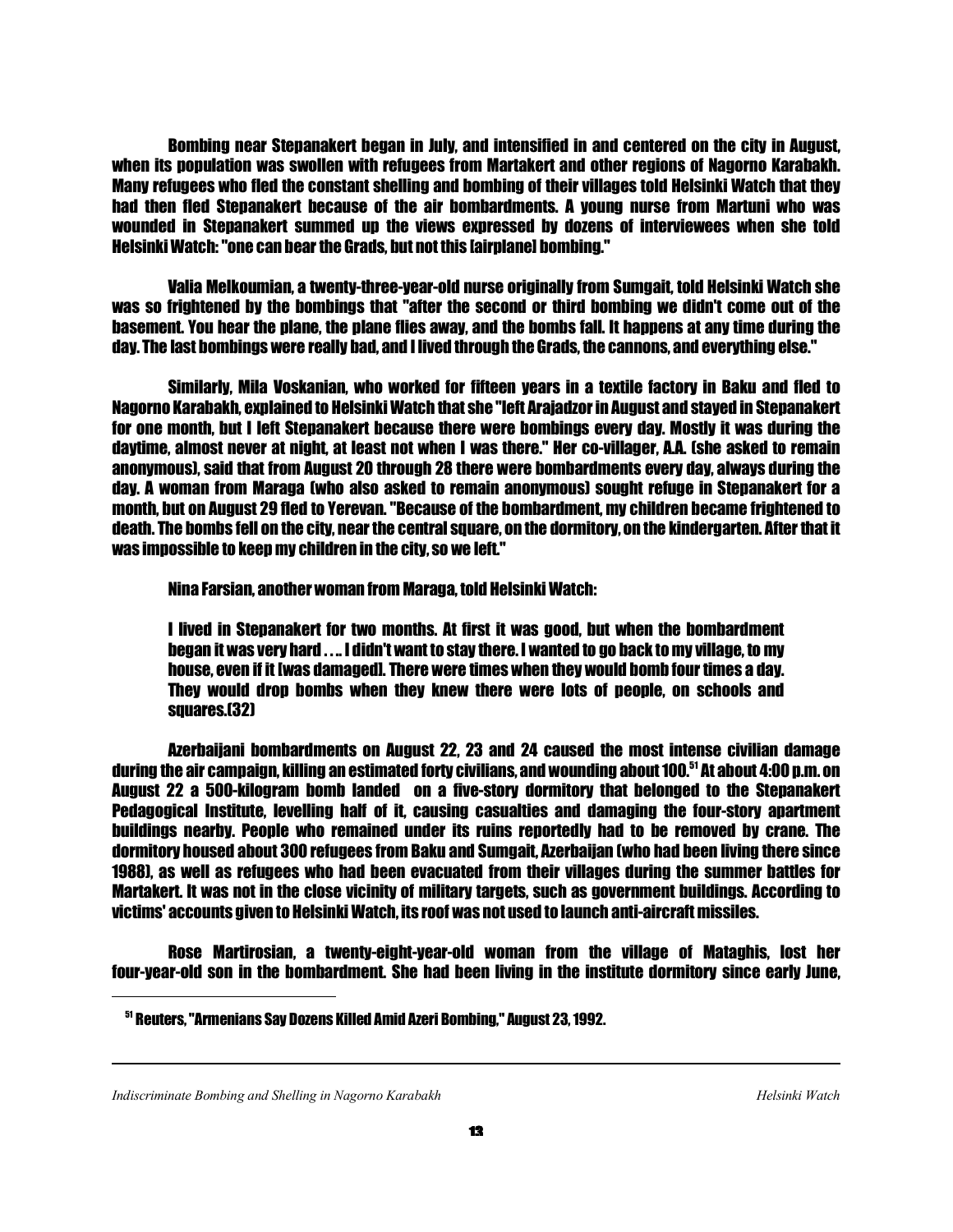Bombing near Stepanakert began in July, and intensified in and centered on the city in August, when its population was swollen with refugees from Martakert and other regions of Nagorno Karabakh. Many refugees who fled the constant shelling and bombing of their villages told Helsinki Watch that they had then fled Stepanakert because of the air bombardments. A young nurse from Martuni who was wounded in Stepanakert summed up the views expressed by dozens of interviewees when she told Helsinki Watch: "one can bear the Grads, but not this [airplane] bombing."

Valia Melkoumian, a twenty-three-year-old nurse originally from Sumgait, told Helsinki Watch she was so frightened by the bombings that "after the second or third bombing we didn't come out of the basement. You hear the plane, the plane flies away, and the bombs fall. It happens at any time during the day. The last bombings were really bad, and I lived through the Grads, the cannons, and everything else."

Similarly, Mila Voskanian, who worked for fifteen years in a textile factory in Baku and fled to Nagorno Karabakh, explained to Helsinki Watch that she "left Arajadzor in August and stayed in Stepanakert for one month, but I left Stepanakert because there were bombings every day. Mostly it was during the daytime, almost never at night, at least not when I was there." Her co-villager, A.A. (she asked to remain anonymous), said that from August 20 through 28 there were bombardments every day, always during the day. A woman from Maraga (who also asked to remain anonymous) sought refuge in Stepanakert for a month, but on August 29 fled to Yerevan. "Because of the bombardment, my children became frightened to death. The bombs fell on the city, near the central square, on the dormitory, on the kindergarten. After that it was impossible to keep my children in the city, so we left."

Nina Farsian, another woman from Maraga, told Helsinki Watch:

> I lived in Stepanakert for two months. At first it was good, but when the bombardment began it was very hard . . .. I didn't want to stay there. I wanted to go back to my village, to my house, even if it [was damaged]. There were times when they would bomb four times a day. They would drop bombs when they knew there were lots of people, on schools and squares.(32)

Azerbaijani bombardments on August 22, 23 and 24 caused the most intense civilian damage during the air campaign, killing an estimated forty civilians, and wounding about 100.[51] At about 4:00 p.m. on August 22 a 500-kilogram bomb landed on a five-story dormitory that belonged to the Stepanakert Pedagogical Institute, levelling half of it, causing casualties and damaging the four-story apartment buildings nearby. People who remained under its ruins reportedly had to be removed by crane. The dormitory housed about 300 refugees from Baku and Sumgait, Azerbaijan (who had been living there since 1988), as well as refugees who had been evacuated from their villages during the summer battles for Martakert. It was not in the close vicinity of military targets, such as government buildings. According to victims' accounts given to Helsinki Watch, its roof was not used to launch anti-aircraft missiles.

Rose Martirosian, a twenty-eight-year-old woman from the village of Mataghis, lost her four-year-old son in the bombardment. She had been living in the institute dormitory since early June,

---

[51] Reuters, "Armenians Say Dozens Killed Amid Azeri Bombing," August 23, 1992.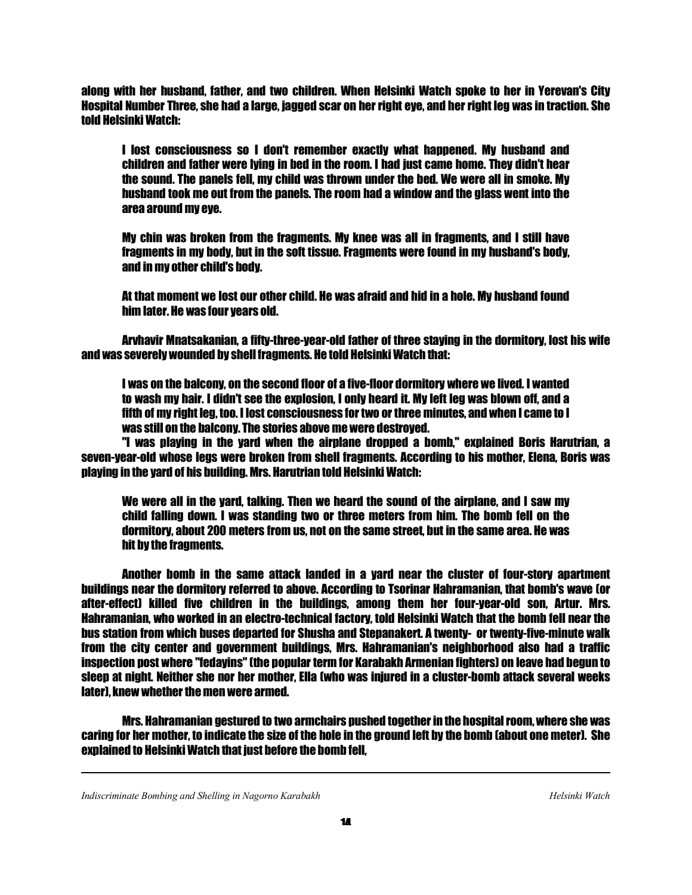along with her husband, father, and two children. When Helsinki Watch spoke to her in Yerevan's City Hospital Number Three, she had a large, jagged scar on her right eye, and her right leg was in traction. She told Helsinki Watch:

> I lost consciousness so I don't remember exactly what happened. My husband and children and father were lying in bed in the room. I had just came home. They didn't hear the sound. The panels fell, my child was thrown under the bed. We were all in smoke. My husband took me out from the panels. The room had a window and the glass went into the area around my eye.
>
> My chin was broken from the fragments. My knee was all in fragments, and I still have fragments in my body, but in the soft tissue. Fragments were found in my husband's body, and in my other child's body.
>
> At that moment we lost our other child. He was afraid and hid in a hole. My husband found him later. He was four years old.

Arvhavir Mnatsakanian, a fifty-three-year-old father of three staying in the dormitory, lost his wife and was severely wounded by shell fragments. He told Helsinki Watch that:

> I was on the balcony, on the second floor of a five-floor dormitory where we lived. I wanted to wash my hair. I didn't see the explosion, I only heard it. My left leg was blown off, and a fifth of my right leg, too. I lost consciousness for two or three minutes, and when I came to I was still on the balcony. The stories above me were destroyed.

"I was playing in the yard when the airplane dropped a bomb," explained Boris Harutrian, a seven-year-old whose legs were broken from shell fragments. According to his mother, Elena, Boris was playing in the yard of his building. Mrs. Harutrian told Helsinki Watch:

> We were all in the yard, talking. Then we heard the sound of the airplane, and I saw my child falling down. I was standing two or three meters from him. The bomb fell on the dormitory, about 200 meters from us, not on the same street, but in the same area. He was hit by the fragments.

Another bomb in the same attack landed in a yard near the cluster of four-story apartment buildings near the dormitory referred to above. According to Tsorinar Hahramanian, that bomb's wave (or after-effect) killed five children in the buildings, among them her four-year-old son, Artur. Mrs. Hahramanian, who worked in an electro-technical factory, told Helsinki Watch that the bomb fell near the bus station from which buses departed for Shusha and Stepanakert. A twenty- or twenty-five-minute walk from the city center and government buildings, Mrs. Hahramanian's neighborhood also had a traffic inspection post where "fedayins" (the popular term for Karabakh Armenian fighters) on leave had begun to sleep at night. Neither she nor her mother, Ella (who was injured in a cluster-bomb attack several weeks later), knew whether the men were armed.

Mrs. Hahramanian gestured to two armchairs pushed together in the hospital room, where she was caring for her mother, to indicate the size of the hole in the ground left by the bomb (about one meter). She explained to Helsinki Watch that just before the bomb fell,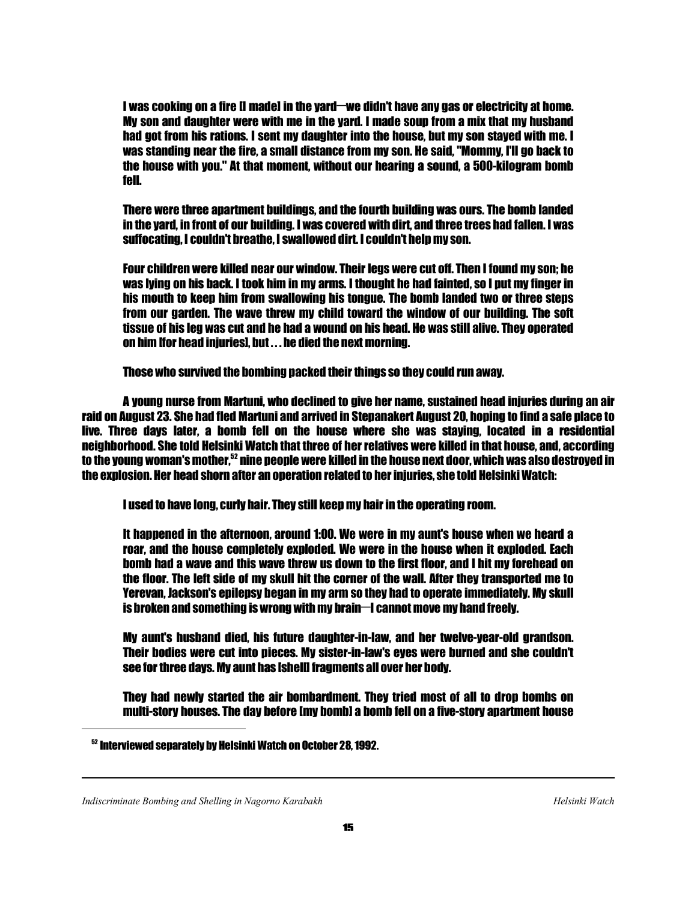> I was cooking on a fire [I made] in the yard—we didn't have any gas or electricity at home. My son and daughter were with me in the yard. I made soup from a mix that my husband had got from his rations. I sent my daughter into the house, but my son stayed with me. I was standing near the fire, a small distance from my son. He said, "Mommy, I'll go back to the house with you." At that moment, without our hearing a sound, a 500-kilogram bomb fell.
>
> There were three apartment buildings, and the fourth building was ours. The bomb landed in the yard, in front of our building. I was covered with dirt, and three trees had fallen. I was suffocating, I couldn't breathe, I swallowed dirt. I couldn't help my son.
>
> Four children were killed near our window. Their legs were cut off. Then I found my son; he was lying on his back. I took him in my arms. I thought he had fainted, so I put my finger in his mouth to keep him from swallowing his tongue. The bomb landed two or three steps from our garden. The wave threw my child toward the window of our building. The soft tissue of his leg was cut and he had a wound on his head. He was still alive. They operated on him [for head injuries], but . . . he died the next morning.
>
> Those who survived the bombing packed their things so they could run away.

A young nurse from Martuni, who declined to give her name, sustained head injuries during an air raid on August 23. She had fled Martuni and arrived in Stepanakert August 20, hoping to find a safe place to live. Three days later, a bomb fell on the house where she was staying, located in a residential neighborhood. She told Helsinki Watch that three of her relatives were killed in that house, and, according to the young woman's mother,[52] nine people were killed in the house next door, which was also destroyed in the explosion. Her head shorn after an operation related to her injuries, she told Helsinki Watch:

> I used to have long, curly hair. They still keep my hair in the operating room.
>
> It happened in the afternoon, around 1:00. We were in my aunt's house when we heard a roar, and the house completely exploded. We were in the house when it exploded. Each bomb had a wave and this wave threw us down to the first floor, and I hit my forehead on the floor. The left side of my skull hit the corner of the wall. After they transported me to Yerevan, Jackson's epilepsy began in my arm so they had to operate immediately. My skull is broken and something is wrong with my brain—I cannot move my hand freely.
>
> My aunt's husband died, his future daughter-in-law, and her twelve-year-old grandson. Their bodies were cut into pieces. My sister-in-law's eyes were burned and she couldn't see for three days. My aunt has [shell] fragments all over her body.
>
> They had newly started the air bombardment. They tried most of all to drop bombs on multi-story houses. The day before [my bomb] a bomb fell on a five-story apartment house

[52] Interviewed separately by Helsinki Watch on October 28, 1992.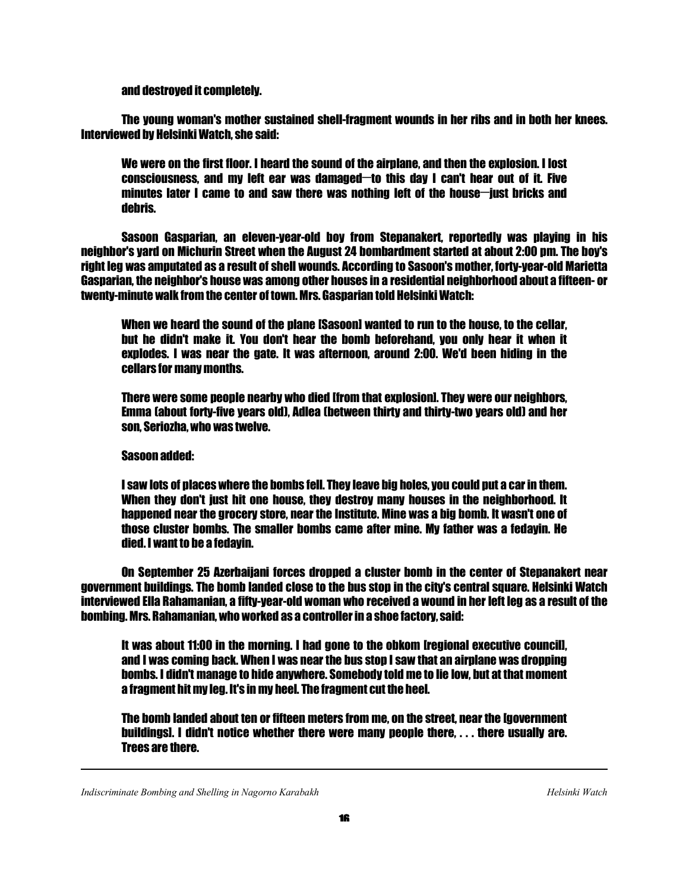and destroyed it completely.

The young woman's mother sustained shell-fragment wounds in her ribs and in both her knees. Interviewed by Helsinki Watch, she said:

> We were on the first floor. I heard the sound of the airplane, and then the explosion. I lost consciousness, and my left ear was damaged—to this day I can't hear out of it. Five minutes later I came to and saw there was nothing left of the house—just bricks and debris.

Sasoon Gasparian, an eleven-year-old boy from Stepanakert, reportedly was playing in his neighbor's yard on Michurin Street when the August 24 bombardment started at about 2:00 pm. The boy's right leg was amputated as a result of shell wounds. According to Sasoon's mother, forty-year-old Marietta Gasparian, the neighbor's house was among other houses in a residential neighborhood about a fifteen- or twenty-minute walk from the center of town. Mrs. Gasparian told Helsinki Watch:

> When we heard the sound of the plane [Sasoon] wanted to run to the house, to the cellar, but he didn't make it. You don't hear the bomb beforehand, you only hear it when it explodes. I was near the gate. It was afternoon, around 2:00. We'd been hiding in the cellars for many months.
>
> There were some people nearby who died [from that explosion]. They were our neighbors, Emma (about forty-five years old), Adlea (between thirty and thirty-two years old) and her son, Seriozha, who was twelve.

Sasoon added:

> I saw lots of places where the bombs fell. They leave big holes, you could put a car in them. When they don't just hit one house, they destroy many houses in the neighborhood. It happened near the grocery store, near the Institute. Mine was a big bomb. It wasn't one of those cluster bombs. The smaller bombs came after mine. My father was a fedayin. He died. I want to be a fedayin.

On September 25 Azerbaijani forces dropped a cluster bomb in the center of Stepanakert near government buildings. The bomb landed close to the bus stop in the city's central square. Helsinki Watch interviewed Ella Rahamanian, a fifty-year-old woman who received a wound in her left leg as a result of the bombing. Mrs. Rahamanian, who worked as a controller in a shoe factory, said:

> It was about 11:00 in the morning. I had gone to the obkom [regional executive council], and I was coming back. When I was near the bus stop I saw that an airplane was dropping bombs. I didn't manage to hide anywhere. Somebody told me to lie low, but at that moment a fragment hit my leg. It's in my heel. The fragment cut the heel.
>
> The bomb landed about ten or fifteen meters from me, on the street, near the [government buildings]. I didn't notice whether there were many people there, . . . there usually are. Trees are there.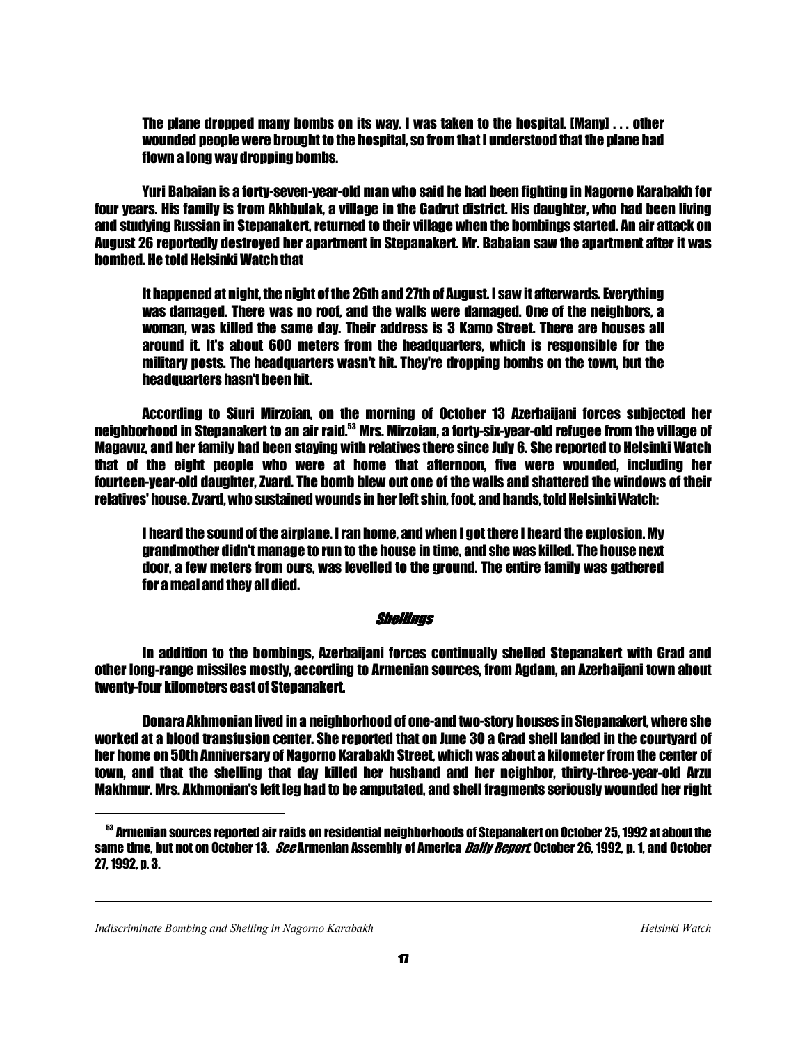> The plane dropped many bombs on its way. I was taken to the hospital. [Many] . . . other wounded people were brought to the hospital, so from that I understood that the plane had flown a long way dropping bombs.

Yuri Babaian is a forty-seven-year-old man who said he had been fighting in Nagorno Karabakh for four years. His family is from Akhbulak, a village in the Gadrut district. His daughter, who had been living and studying Russian in Stepanakert, returned to their village when the bombings started. An air attack on August 26 reportedly destroyed her apartment in Stepanakert. Mr. Babaian saw the apartment after it was bombed. He told Helsinki Watch that

> It happened at night, the night of the 26th and 27th of August. I saw it afterwards. Everything was damaged. There was no roof, and the walls were damaged. One of the neighbors, a woman, was killed the same day. Their address is 3 Kamo Street. There are houses all around it. It's about 600 meters from the headquarters, which is responsible for the military posts. The headquarters wasn't hit. They're dropping bombs on the town, but the headquarters hasn't been hit.

According to Siuri Mirzoian, on the morning of October 13 Azerbaijani forces subjected her neighborhood in Stepanakert to an air raid.[53] Mrs. Mirzoian, a forty-six-year-old refugee from the village of Magavuz, and her family had been staying with relatives there since July 6. She reported to Helsinki Watch that of the eight people who were at home that afternoon, five were wounded, including her fourteen-year-old daughter, Zvard. The bomb blew out one of the walls and shattered the windows of their relatives' house. Zvard, who sustained wounds in her left shin, foot, and hands, told Helsinki Watch:

> I heard the sound of the airplane. I ran home, and when I got there I heard the explosion. My grandmother didn't manage to run to the house in time, and she was killed. The house next door, a few meters from ours, was levelled to the ground. The entire family was gathered for a meal and they all died.

### *Shellings*

In addition to the bombings, Azerbaijani forces continually shelled Stepanakert with Grad and other long-range missiles mostly, according to Armenian sources, from Agdam, an Azerbaijani town about twenty-four kilometers east of Stepanakert.

Donara Akhmonian lived in a neighborhood of one-and two-story houses in Stepanakert, where she worked at a blood transfusion center. She reported that on June 30 a Grad shell landed in the courtyard of her home on 50th Anniversary of Nagorno Karabakh Street, which was about a kilometer from the center of town, and that the shelling that day killed her husband and her neighbor, thirty-three-year-old Arzu Makhmur. Mrs. Akhmonian's left leg had to be amputated, and shell fragments seriously wounded her right

---

[53] Armenian sources reported air raids on residential neighborhoods of Stepanakert on October 25, 1992 at about the same time, but not on October 13. *See* Armenian Assembly of America *Daily Report*, October 26, 1992, p. 1, and October 27, 1992, p. 3.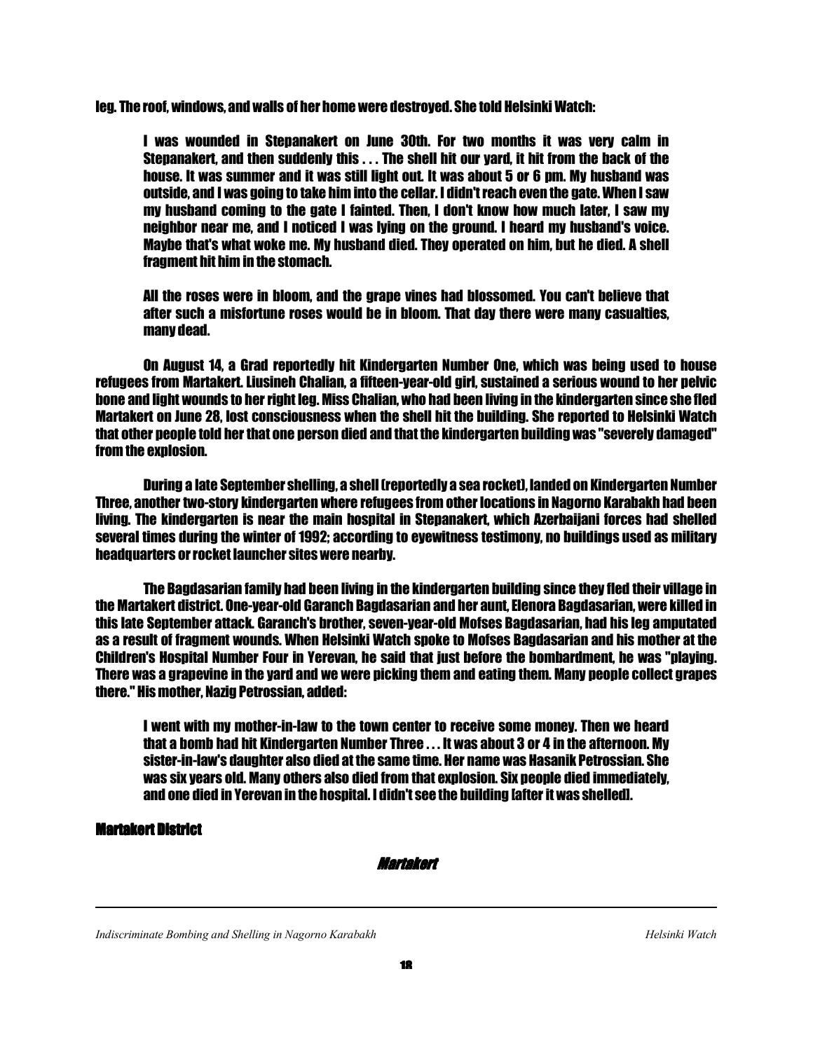leg. The roof, windows, and walls of her home were destroyed. She told Helsinki Watch:

> I was wounded in Stepanakert on June 30th. For two months it was very calm in Stepanakert, and then suddenly this . . . The shell hit our yard, it hit from the back of the house. It was summer and it was still light out. It was about 5 or 6 pm. My husband was outside, and I was going to take him into the cellar. I didn't reach even the gate. When I saw my husband coming to the gate I fainted. Then, I don't know how much later, I saw my neighbor near me, and I noticed I was lying on the ground. I heard my husband's voice. Maybe that's what woke me. My husband died. They operated on him, but he died. A shell fragment hit him in the stomach.
>
> All the roses were in bloom, and the grape vines had blossomed. You can't believe that after such a misfortune roses would be in bloom. That day there were many casualties, many dead.

On August 14, a Grad reportedly hit Kindergarten Number One, which was being used to house refugees from Martakert. Liusineh Chalian, a fifteen-year-old girl, sustained a serious wound to her pelvic bone and light wounds to her right leg. Miss Chalian, who had been living in the kindergarten since she fled Martakert on June 28, lost consciousness when the shell hit the building. She reported to Helsinki Watch that other people told her that one person died and that the kindergarten building was "severely damaged" from the explosion.

During a late September shelling, a shell (reportedly a sea rocket), landed on Kindergarten Number Three, another two-story kindergarten where refugees from other locations in Nagorno Karabakh had been living. The kindergarten is near the main hospital in Stepanakert, which Azerbaijani forces had shelled several times during the winter of 1992; according to eyewitness testimony, no buildings used as military headquarters or rocket launcher sites were nearby.

The Bagdasarian family had been living in the kindergarten building since they fled their village in the Martakert district. One-year-old Garanch Bagdasarian and her aunt, Elenora Bagdasarian, were killed in this late September attack. Garanch's brother, seven-year-old Mofses Bagdasarian, had his leg amputated as a result of fragment wounds. When Helsinki Watch spoke to Mofses Bagdasarian and his mother at the Children's Hospital Number Four in Yerevan, he said that just before the bombardment, he was "playing. There was a grapevine in the yard and we were picking them and eating them. Many people collect grapes there." His mother, Nazig Petrossian, added:

> I went with my mother-in-law to the town center to receive some money. Then we heard that a bomb had hit Kindergarten Number Three . . . It was about 3 or 4 in the afternoon. My sister-in-law's daughter also died at the same time. Her name was Hasanik Petrossian. She was six years old. Many others also died from that explosion. Six people died immediately, and one died in Yerevan in the hospital. I didn't see the building [after it was shelled].

## Martakert District

### *Martakert*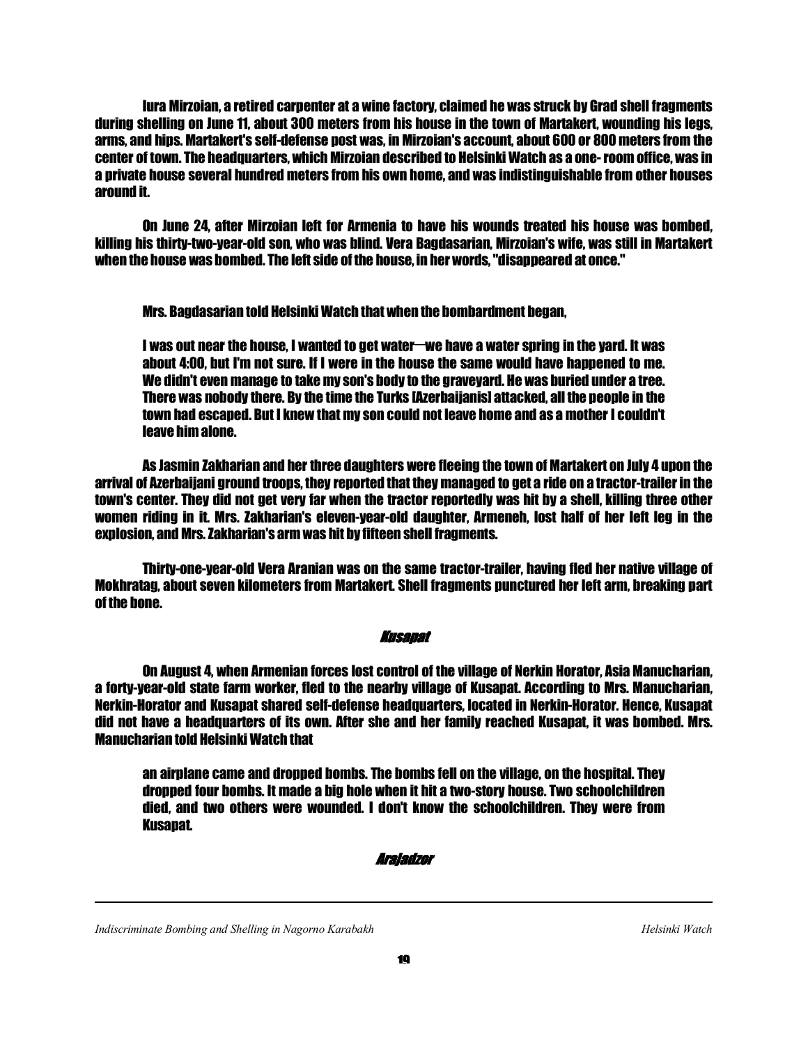Iura Mirzoian, a retired carpenter at a wine factory, claimed he was struck by Grad shell fragments during shelling on June 11, about 300 meters from his house in the town of Martakert, wounding his legs, arms, and hips. Martakert's self-defense post was, in Mirzoian's account, about 600 or 800 meters from the center of town. The headquarters, which Mirzoian described to Helsinki Watch as a one- room office, was in a private house several hundred meters from his own home, and was indistinguishable from other houses around it.

On June 24, after Mirzoian left for Armenia to have his wounds treated his house was bombed, killing his thirty-two-year-old son, who was blind. Vera Bagdasarian, Mirzoian's wife, was still in Martakert when the house was bombed. The left side of the house, in her words, "disappeared at once."

Mrs. Bagdasarian told Helsinki Watch that when the bombardment began,

> I was out near the house, I wanted to get water—we have a water spring in the yard. It was about 4:00, but I'm not sure. If I were in the house the same would have happened to me. We didn't even manage to take my son's body to the graveyard. He was buried under a tree. There was nobody there. By the time the Turks [Azerbaijanis] attacked, all the people in the town had escaped. But I knew that my son could not leave home and as a mother I couldn't leave him alone.

As Jasmin Zakharian and her three daughters were fleeing the town of Martakert on July 4 upon the arrival of Azerbaijani ground troops, they reported that they managed to get a ride on a tractor-trailer in the town's center. They did not get very far when the tractor reportedly was hit by a shell, killing three other women riding in it. Mrs. Zakharian's eleven-year-old daughter, Armeneh, lost half of her left leg in the explosion, and Mrs. Zakharian's arm was hit by fifteen shell fragments.

Thirty-one-year-old Vera Aranian was on the same tractor-trailer, having fled her native village of Mokhratag, about seven kilometers from Martakert. Shell fragments punctured her left arm, breaking part of the bone.

### *Kusapat*

On August 4, when Armenian forces lost control of the village of Nerkin Horator, Asia Manucharian, a forty-year-old state farm worker, fled to the nearby village of Kusapat. According to Mrs. Manucharian, Nerkin-Horator and Kusapat shared self-defense headquarters, located in Nerkin-Horator. Hence, Kusapat did not have a headquarters of its own. After she and her family reached Kusapat, it was bombed. Mrs. Manucharian told Helsinki Watch that

> an airplane came and dropped bombs. The bombs fell on the village, on the hospital. They dropped four bombs. It made a big hole when it hit a two-story house. Two schoolchildren died, and two others were wounded. I don't know the schoolchildren. They were from Kusapat.

### *Arajadzor*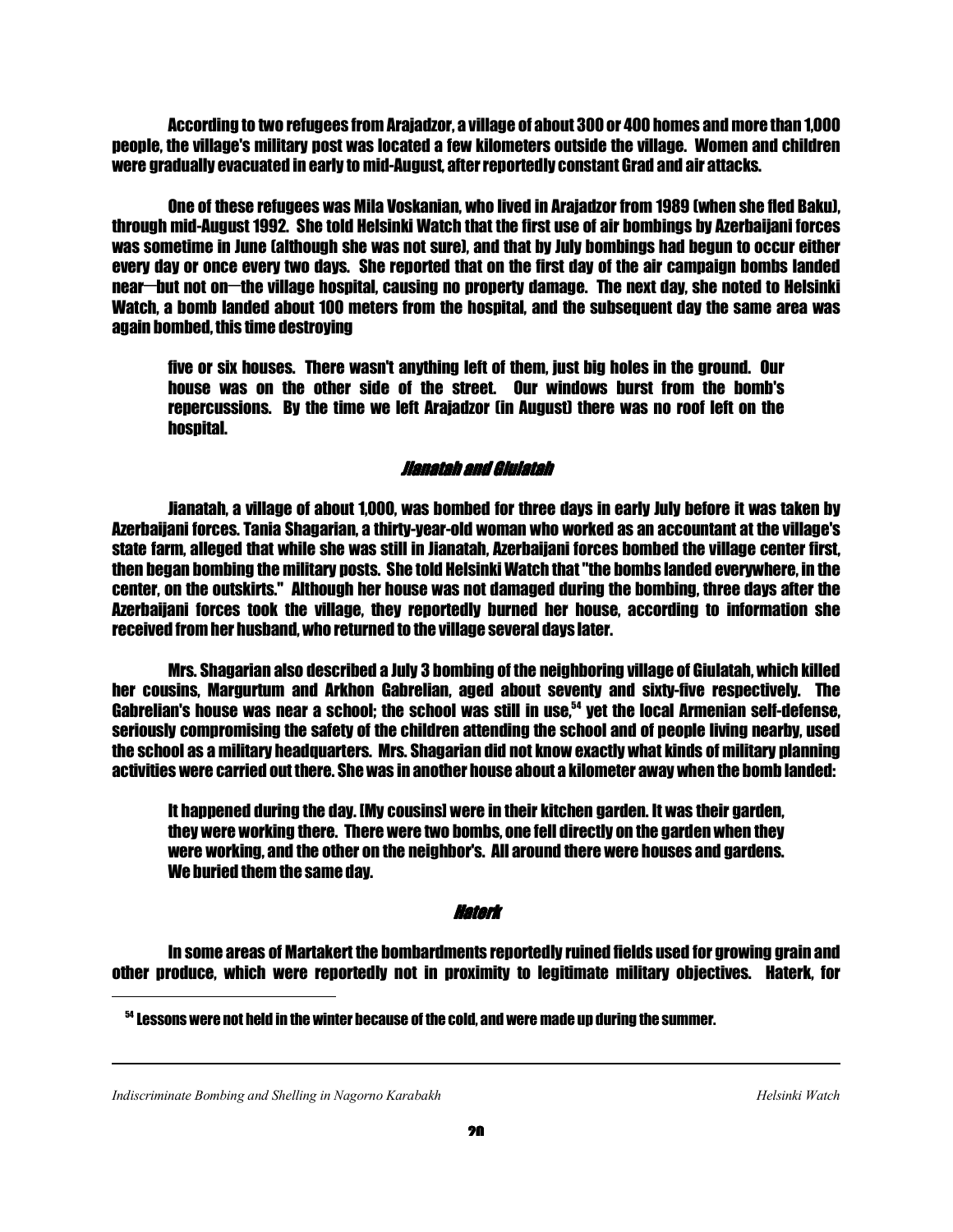According to two refugees from Arajadzor, a village of about 300 or 400 homes and more than 1,000 people, the village's military post was located a few kilometers outside the village. Women and children were gradually evacuated in early to mid-August, after reportedly constant Grad and air attacks.

One of these refugees was Mila Voskanian, who lived in Arajadzor from 1989 (when she fled Baku), through mid-August 1992. She told Helsinki Watch that the first use of air bombings by Azerbaijani forces was sometime in June (although she was not sure), and that by July bombings had begun to occur either every day or once every two days. She reported that on the first day of the air campaign bombs landed near—but not on—the village hospital, causing no property damage. The next day, she noted to Helsinki Watch, a bomb landed about 100 meters from the hospital, and the subsequent day the same area was again bombed, this time destroying

> five or six houses. There wasn't anything left of them, just big holes in the ground. Our house was on the other side of the street. Our windows burst from the bomb's repercussions. By the time we left Arajadzor (in August) there was no roof left on the hospital.

### *Jianatah and Giulatah*

Jianatah, a village of about 1,000, was bombed for three days in early July before it was taken by Azerbaijani forces. Tania Shagarian, a thirty-year-old woman who worked as an accountant at the village's state farm, alleged that while she was still in Jianatah, Azerbaijani forces bombed the village center first, then began bombing the military posts. She told Helsinki Watch that "the bombs landed everywhere, in the center, on the outskirts." Although her house was not damaged during the bombing, three days after the Azerbaijani forces took the village, they reportedly burned her house, according to information she received from her husband, who returned to the village several days later.

Mrs. Shagarian also described a July 3 bombing of the neighboring village of Giulatah, which killed her cousins, Margurtum and Arkhon Gabrelian, aged about seventy and sixty-five respectively. The Gabrelian's house was near a school; the school was still in use,[54] yet the local Armenian self-defense, seriously compromising the safety of the children attending the school and of people living nearby, used the school as a military headquarters. Mrs. Shagarian did not know exactly what kinds of military planning activities were carried out there. She was in another house about a kilometer away when the bomb landed:

> It happened during the day. [My cousins] were in their kitchen garden. It was their garden, they were working there. There were two bombs, one fell directly on the garden when they were working, and the other on the neighbor's. All around there were houses and gardens. We buried them the same day.

### *Haterk*

In some areas of Martakert the bombardments reportedly ruined fields used for growing grain and other produce, which were reportedly not in proximity to legitimate military objectives. Haterk, for

[54] Lessons were not held in the winter because of the cold, and were made up during the summer.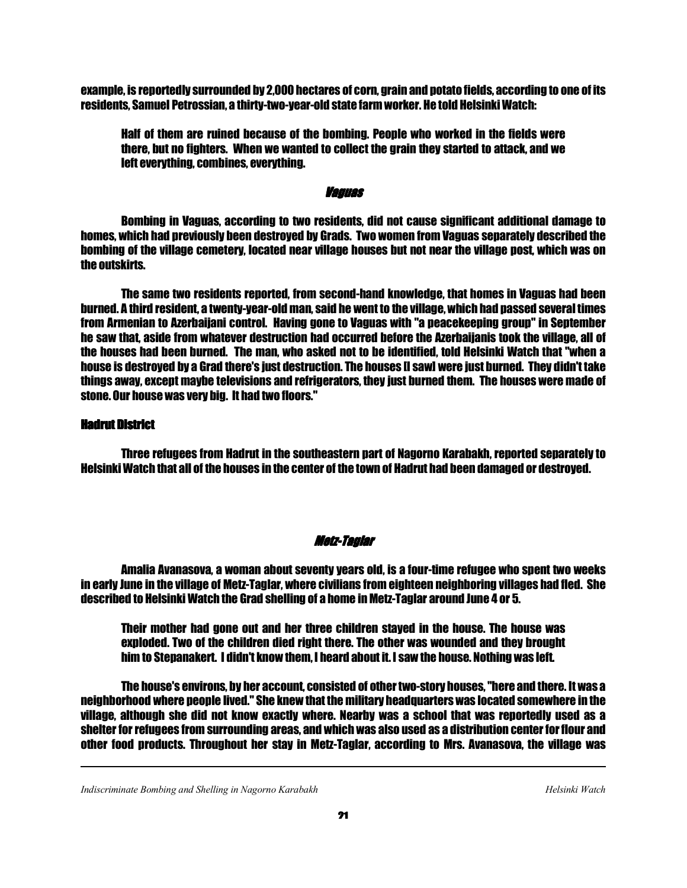example, is reportedly surrounded by 2,000 hectares of corn, grain and potato fields, according to one of its residents, Samuel Petrossian, a thirty-two-year-old state farm worker. He told Helsinki Watch:

> Half of them are ruined because of the bombing. People who worked in the fields were there, but no fighters. When we wanted to collect the grain they started to attack, and we left everything, combines, everything.

### *Vaguas*

Bombing in Vaguas, according to two residents, did not cause significant additional damage to homes, which had previously been destroyed by Grads. Two women from Vaguas separately described the bombing of the village cemetery, located near village houses but not near the village post, which was on the outskirts.

The same two residents reported, from second-hand knowledge, that homes in Vaguas had been burned. A third resident, a twenty-year-old man, said he went to the village, which had passed several times from Armenian to Azerbaijani control. Having gone to Vaguas with "a peacekeeping group" in September he saw that, aside from whatever destruction had occurred before the Azerbaijanis took the village, all of the houses had been burned. The man, who asked not to be identified, told Helsinki Watch that "when a house is destroyed by a Grad there's just destruction. The houses [I saw] were just burned. They didn't take things away, except maybe televisions and refrigerators, they just burned them. The houses were made of stone. Our house was very big. It had two floors."

## Hadrut District

Three refugees from Hadrut in the southeastern part of Nagorno Karabakh, reported separately to Helsinki Watch that all of the houses in the center of the town of Hadrut had been damaged or destroyed.

### *Metz-Taglar*

Amalia Avanasova, a woman about seventy years old, is a four-time refugee who spent two weeks in early June in the village of Metz-Taglar, where civilians from eighteen neighboring villages had fled. She described to Helsinki Watch the Grad shelling of a home in Metz-Taglar around June 4 or 5.

> Their mother had gone out and her three children stayed in the house. The house was exploded. Two of the children died right there. The other was wounded and they brought him to Stepanakert. I didn't know them, I heard about it. I saw the house. Nothing was left.

The house's environs, by her account, consisted of other two-story houses, "here and there. It was a neighborhood where people lived." She knew that the military headquarters was located somewhere in the village, although she did not know exactly where. Nearby was a school that was reportedly used as a shelter for refugees from surrounding areas, and which was also used as a distribution center for flour and other food products. Throughout her stay in Metz-Taglar, according to Mrs. Avanasova, the village was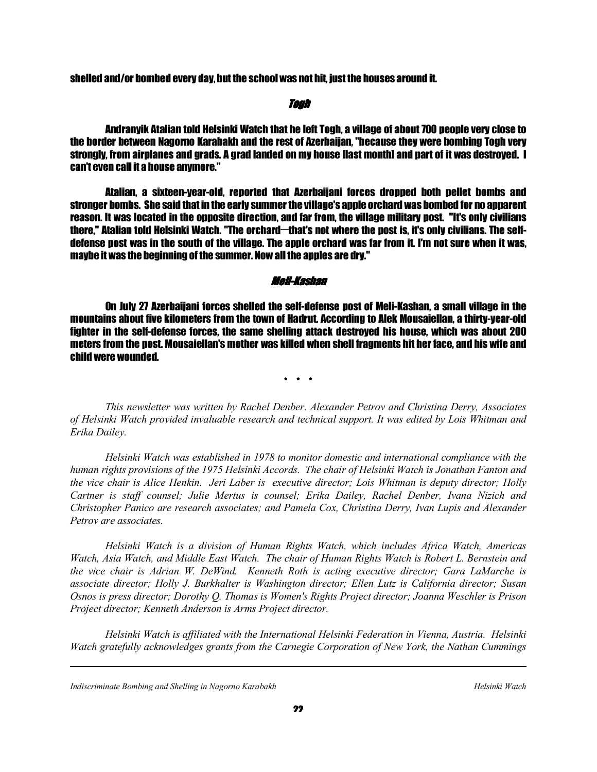shelled and/or bombed every day, but the school was not hit, just the houses around it.

### *Togh*

Andranyik Atalian told Helsinki Watch that he left Togh, a village of about 700 people very close to the border between Nagorno Karabakh and the rest of Azerbaijan, "because they were bombing Togh very strongly, from airplanes and grads. A grad landed on my house [last month] and part of it was destroyed. I can't even call it a house anymore."

Atalian, a sixteen-year-old, reported that Azerbaijani forces dropped both pellet bombs and stronger bombs. She said that in the early summer the village's apple orchard was bombed for no apparent reason. It was located in the opposite direction, and far from, the village military post. "It's only civilians there," Atalian told Helsinki Watch. "The orchard—that's not where the post is, it's only civilians. The self-defense post was in the south of the village. The apple orchard was far from it. I'm not sure when it was, maybe it was the beginning of the summer. Now all the apples are dry."

### *Meli-Kashan*

On July 27 Azerbaijani forces shelled the self-defense post of Meli-Kashan, a small village in the mountains about five kilometers from the town of Hadrut. According to Alek Mousaiellan, a thirty-year-old fighter in the self-defense forces, the same shelling attack destroyed his house, which was about 200 meters from the post. Mousaiellan's mother was killed when shell fragments hit her face, and his wife and child were wounded.

\* \* \*

*This newsletter was written by Rachel Denber. Alexander Petrov and Christina Derry, Associates of Helsinki Watch provided invaluable research and technical support. It was edited by Lois Whitman and Erika Dailey.*

*Helsinki Watch was established in 1978 to monitor domestic and international compliance with the human rights provisions of the 1975 Helsinki Accords. The chair of Helsinki Watch is Jonathan Fanton and the vice chair is Alice Henkin. Jeri Laber is executive director; Lois Whitman is deputy director; Holly Cartner is staff counsel; Julie Mertus is counsel; Erika Dailey, Rachel Denber, Ivana Nizich and Christopher Panico are research associates; and Pamela Cox, Christina Derry, Ivan Lupis and Alexander Petrov are associates.*

*Helsinki Watch is a division of Human Rights Watch, which includes Africa Watch, Americas Watch, Asia Watch, and Middle East Watch. The chair of Human Rights Watch is Robert L. Bernstein and the vice chair is Adrian W. DeWind. Kenneth Roth is acting executive director; Gara LaMarche is associate director; Holly J. Burkhalter is Washington director; Ellen Lutz is California director; Susan Osnos is press director; Dorothy Q. Thomas is Women's Rights Project director; Joanna Weschler is Prison Project director; Kenneth Anderson is Arms Project director.*

*Helsinki Watch is affiliated with the International Helsinki Federation in Vienna, Austria. Helsinki Watch gratefully acknowledges grants from the Carnegie Corporation of New York, the Nathan Cummings*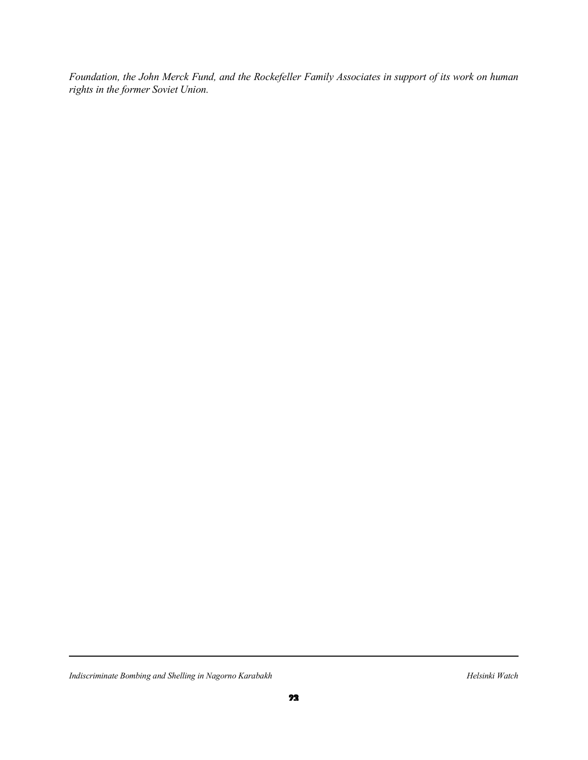*Foundation, the John Merck Fund, and the Rockefeller Family Associates in support of its work on human rights in the former Soviet Union.*